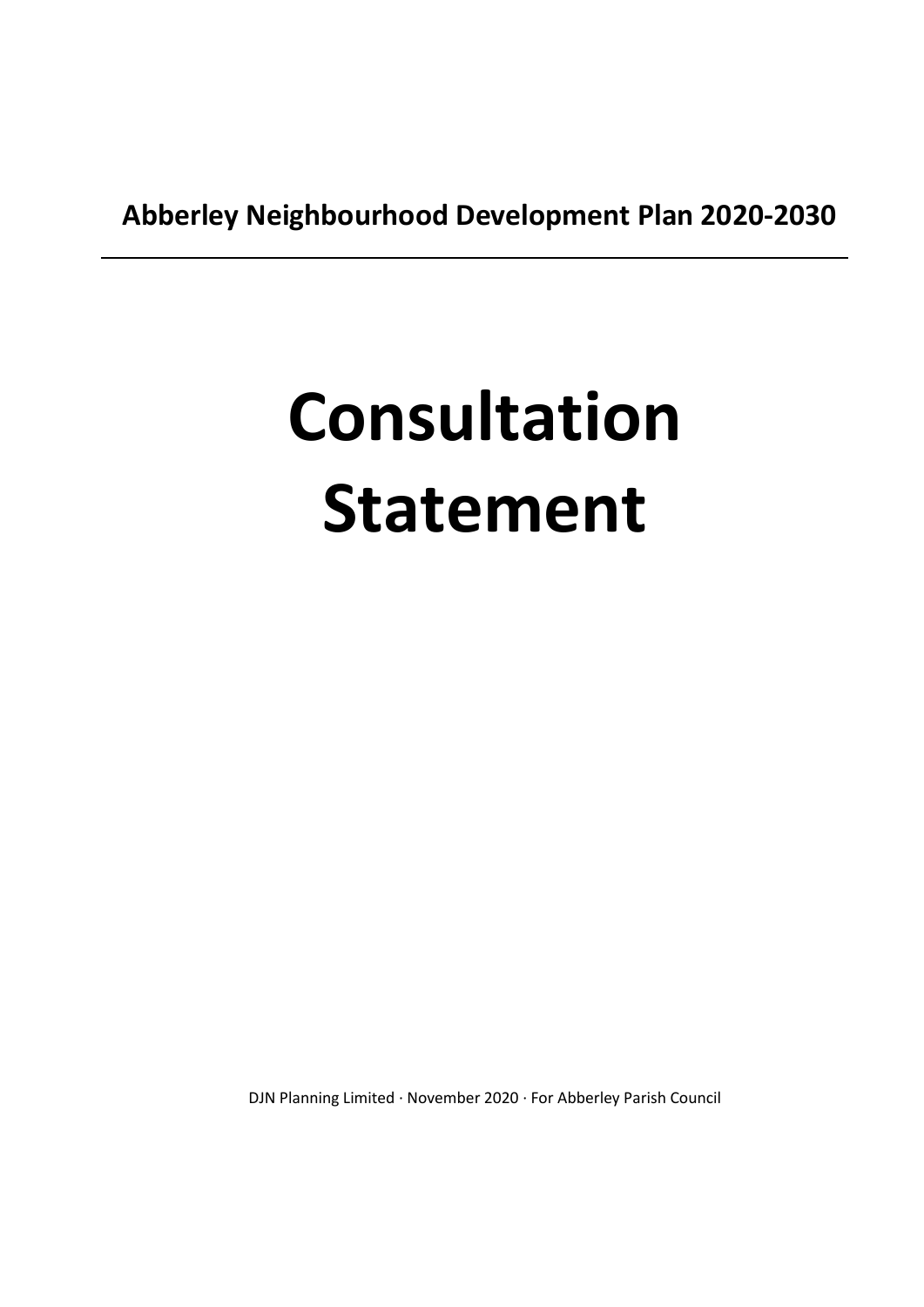**Abberley Neighbourhood Development Plan 2020-2030**

---

# Consultation Statement

DJN Planning Limited · November 2020 · For Abberley Parish Council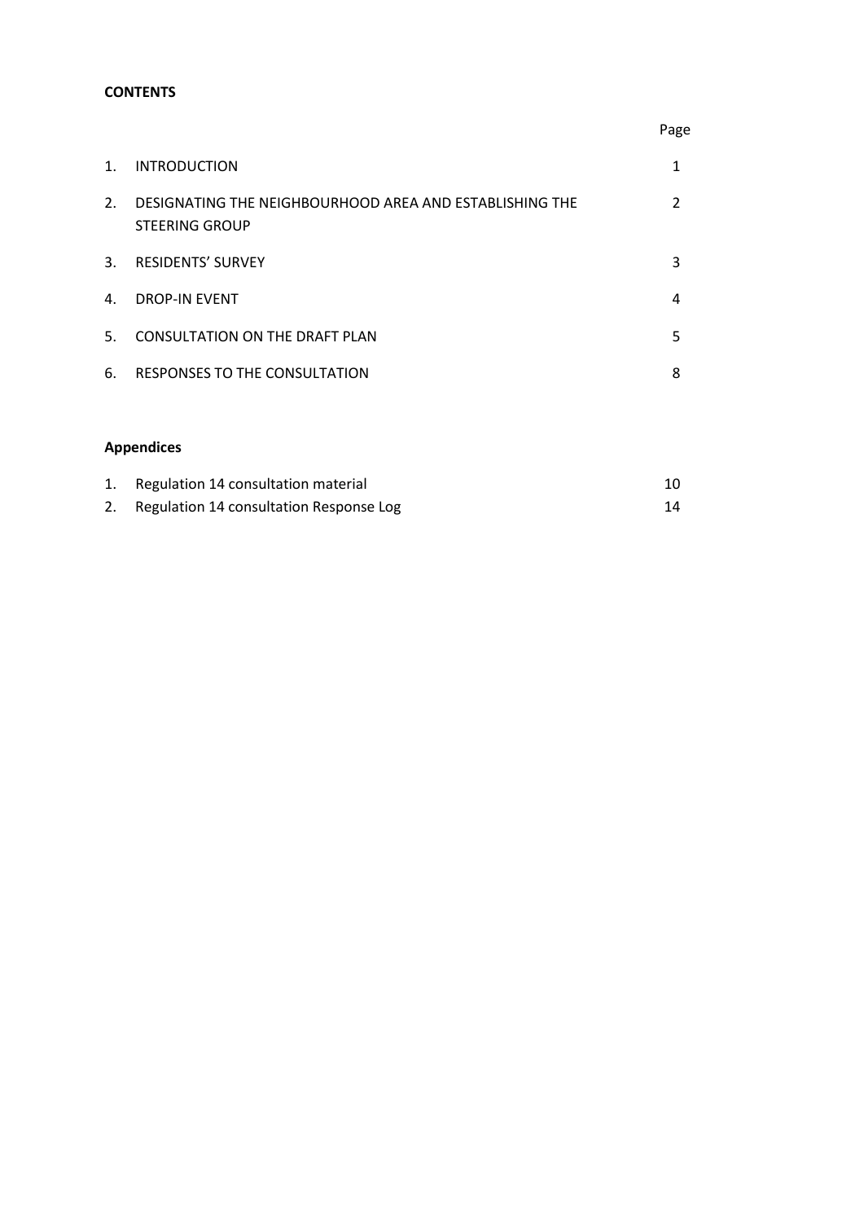**CONTENTS**

| | | Page |
|---|---|---|
| 1. | INTRODUCTION | 1 |
| 2. | DESIGNATING THE NEIGHBOURHOOD AREA AND ESTABLISHING THE STEERING GROUP | 2 |
| 3. | RESIDENTS' SURVEY | 3 |
| 4. | DROP-IN EVENT | 4 |
| 5. | CONSULTATION ON THE DRAFT PLAN | 5 |
| 6. | RESPONSES TO THE CONSULTATION | 8 |

**Appendices**

| | | |
|---|---|---|
| 1. | Regulation 14 consultation material | 10 |
| 2. | Regulation 14 consultation Response Log | 14 |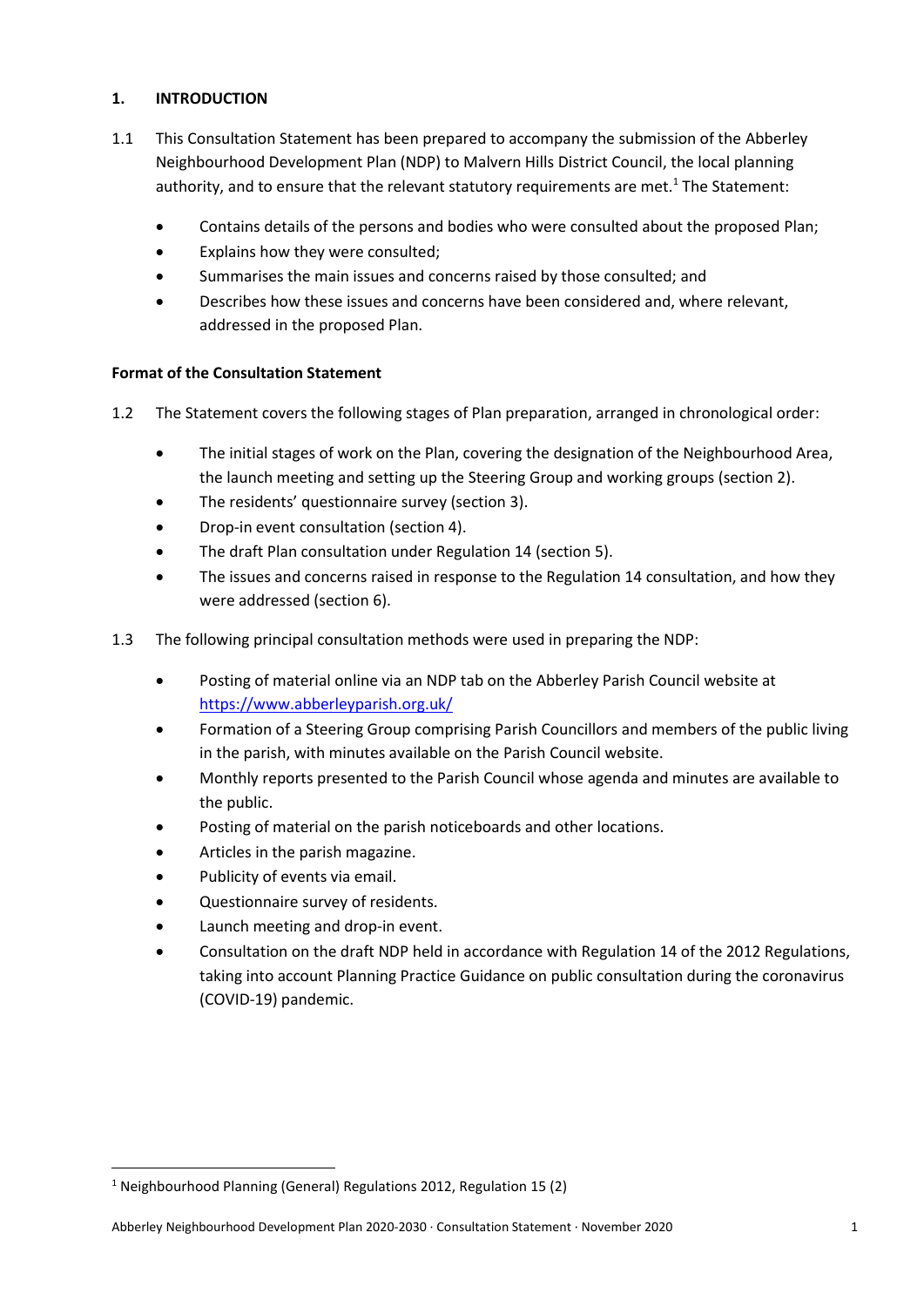## 1. INTRODUCTION

1.1 This Consultation Statement has been prepared to accompany the submission of the Abberley Neighbourhood Development Plan (NDP) to Malvern Hills District Council, the local planning authority, and to ensure that the relevant statutory requirements are met.[1] The Statement:

- Contains details of the persons and bodies who were consulted about the proposed Plan;
- Explains how they were consulted;
- Summarises the main issues and concerns raised by those consulted; and
- Describes how these issues and concerns have been considered and, where relevant, addressed in the proposed Plan.

**Format of the Consultation Statement**

1.2 The Statement covers the following stages of Plan preparation, arranged in chronological order:

- The initial stages of work on the Plan, covering the designation of the Neighbourhood Area, the launch meeting and setting up the Steering Group and working groups (section 2).
- The residents' questionnaire survey (section 3).
- Drop-in event consultation (section 4).
- The draft Plan consultation under Regulation 14 (section 5).
- The issues and concerns raised in response to the Regulation 14 consultation, and how they were addressed (section 6).

1.3 The following principal consultation methods were used in preparing the NDP:

- Posting of material online via an NDP tab on the Abberley Parish Council website at https://www.abberleyparish.org.uk/
- Formation of a Steering Group comprising Parish Councillors and members of the public living in the parish, with minutes available on the Parish Council website.
- Monthly reports presented to the Parish Council whose agenda and minutes are available to the public.
- Posting of material on the parish noticeboards and other locations.
- Articles in the parish magazine.
- Publicity of events via email.
- Questionnaire survey of residents.
- Launch meeting and drop-in event.
- Consultation on the draft NDP held in accordance with Regulation 14 of the 2012 Regulations, taking into account Planning Practice Guidance on public consultation during the coronavirus (COVID-19) pandemic.

[1] Neighbourhood Planning (General) Regulations 2012, Regulation 15 (2)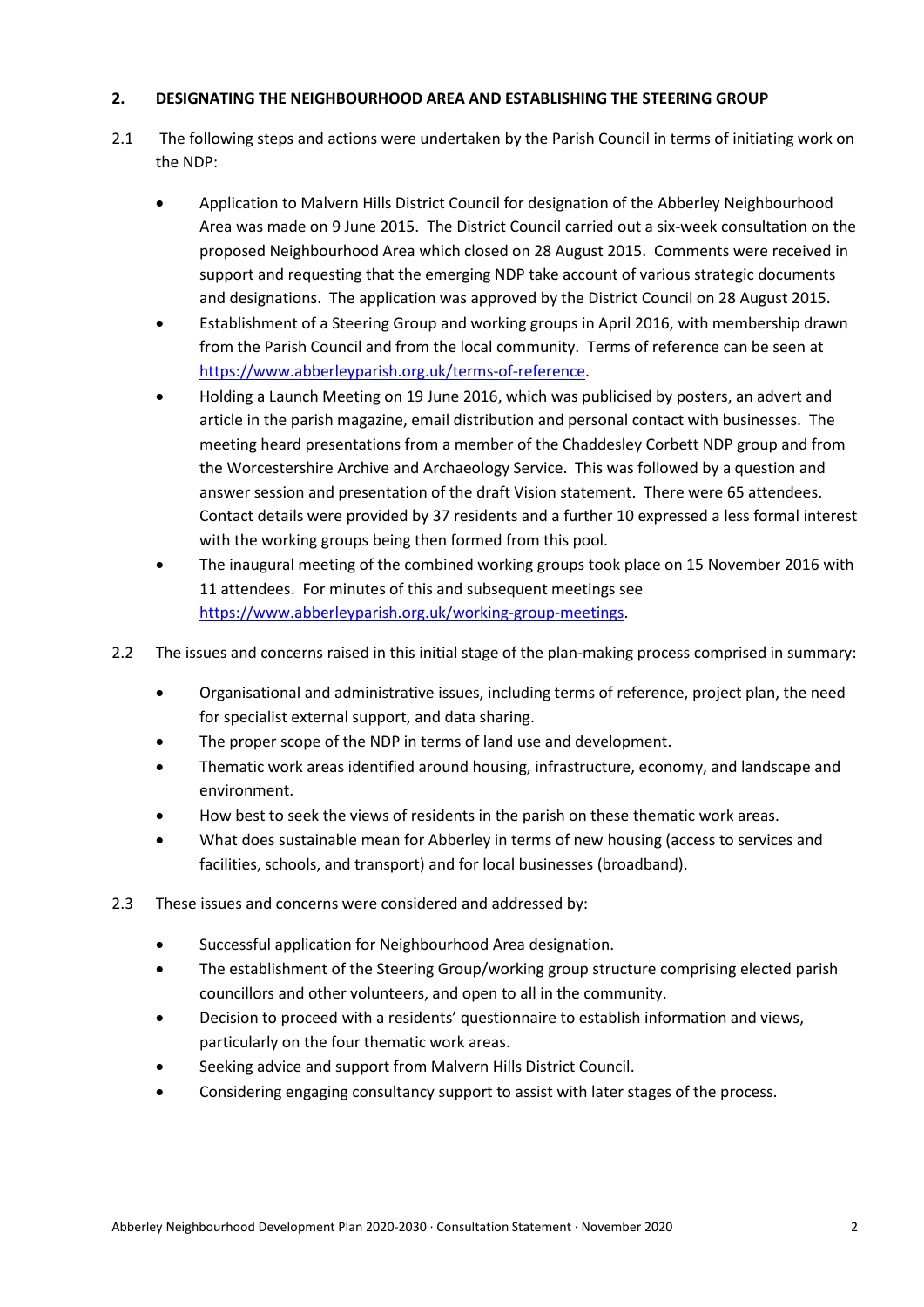## 2. DESIGNATING THE NEIGHBOURHOOD AREA AND ESTABLISHING THE STEERING GROUP

2.1 The following steps and actions were undertaken by the Parish Council in terms of initiating work on the NDP:

- Application to Malvern Hills District Council for designation of the Abberley Neighbourhood Area was made on 9 June 2015. The District Council carried out a six-week consultation on the proposed Neighbourhood Area which closed on 28 August 2015. Comments were received in support and requesting that the emerging NDP take account of various strategic documents and designations. The application was approved by the District Council on 28 August 2015.
- Establishment of a Steering Group and working groups in April 2016, with membership drawn from the Parish Council and from the local community. Terms of reference can be seen at https://www.abberleyparish.org.uk/terms-of-reference.
- Holding a Launch Meeting on 19 June 2016, which was publicised by posters, an advert and article in the parish magazine, email distribution and personal contact with businesses. The meeting heard presentations from a member of the Chaddesley Corbett NDP group and from the Worcestershire Archive and Archaeology Service. This was followed by a question and answer session and presentation of the draft Vision statement. There were 65 attendees. Contact details were provided by 37 residents and a further 10 expressed a less formal interest with the working groups being then formed from this pool.
- The inaugural meeting of the combined working groups took place on 15 November 2016 with 11 attendees. For minutes of this and subsequent meetings see https://www.abberleyparish.org.uk/working-group-meetings.

2.2 The issues and concerns raised in this initial stage of the plan-making process comprised in summary:

- Organisational and administrative issues, including terms of reference, project plan, the need for specialist external support, and data sharing.
- The proper scope of the NDP in terms of land use and development.
- Thematic work areas identified around housing, infrastructure, economy, and landscape and environment.
- How best to seek the views of residents in the parish on these thematic work areas.
- What does sustainable mean for Abberley in terms of new housing (access to services and facilities, schools, and transport) and for local businesses (broadband).

2.3 These issues and concerns were considered and addressed by:

- Successful application for Neighbourhood Area designation.
- The establishment of the Steering Group/working group structure comprising elected parish councillors and other volunteers, and open to all in the community.
- Decision to proceed with a residents' questionnaire to establish information and views, particularly on the four thematic work areas.
- Seeking advice and support from Malvern Hills District Council.
- Considering engaging consultancy support to assist with later stages of the process.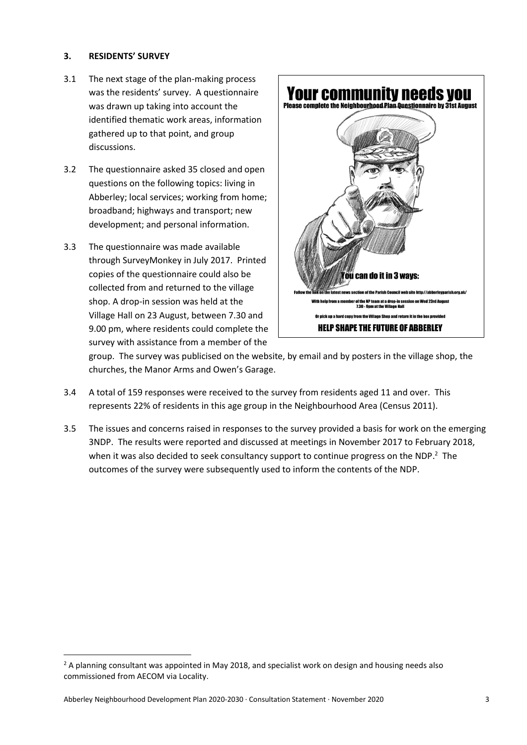### 3. RESIDENTS' SURVEY

3.1 The next stage of the plan-making process was the residents' survey. A questionnaire was drawn up taking into account the identified thematic work areas, information gathered up to that point, and group discussions.

3.2 The questionnaire asked 35 closed and open questions on the following topics: living in Abberley; local services; working from home; broadband; highways and transport; new development; and personal information.

3.3 The questionnaire was made available through SurveyMonkey in July 2017. Printed copies of the questionnaire could also be collected from and returned to the village shop. A drop-in session was held at the Village Hall on 23 August, between 7.30 and 9.00 pm, where residents could complete the survey with assistance from a member of the group. The survey was publicised on the website, by email and by posters in the village shop, the churches, the Manor Arms and Owen's Garage.

**Your community needs you**

Please complete the Neighbourhood Plan Questionnaire by 31st August

You can do it in 3 ways:

Follow the link on the latest news section of the Parish Council web site http://abberleyparish.org.uk/

With help from a member of the NP team at a drop-in session on Wed 23rd August 7.30 - 9pm at the Village Hall

Or pick up a hard copy from the Village Shop and return it in the box provided

HELP SHAPE THE FUTURE OF ABBERLEY

3.4 A total of 159 responses were received to the survey from residents aged 11 and over. This represents 22% of residents in this age group in the Neighbourhood Area (Census 2011).

3.5 The issues and concerns raised in responses to the survey provided a basis for work on the emerging 3NDP. The results were reported and discussed at meetings in November 2017 to February 2018, when it was also decided to seek consultancy support to continue progress on the NDP.[2] The outcomes of the survey were subsequently used to inform the contents of the NDP.

---

[2] A planning consultant was appointed in May 2018, and specialist work on design and housing needs also commissioned from AECOM via Locality.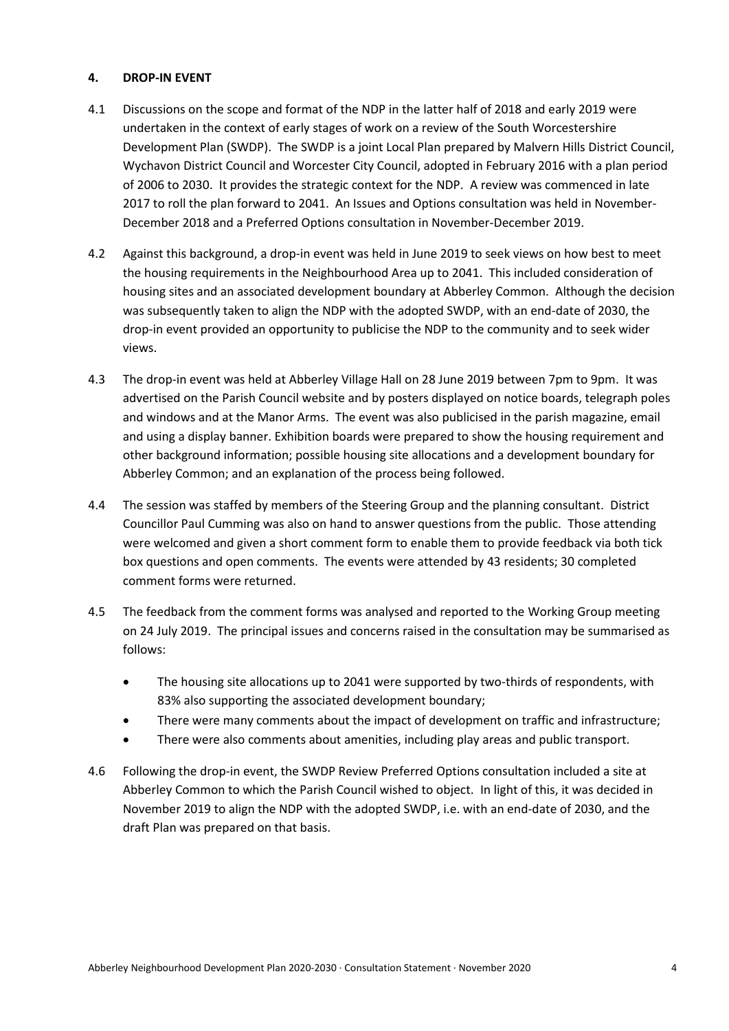## 4. DROP-IN EVENT

4.1 Discussions on the scope and format of the NDP in the latter half of 2018 and early 2019 were undertaken in the context of early stages of work on a review of the South Worcestershire Development Plan (SWDP). The SWDP is a joint Local Plan prepared by Malvern Hills District Council, Wychavon District Council and Worcester City Council, adopted in February 2016 with a plan period of 2006 to 2030. It provides the strategic context for the NDP. A review was commenced in late 2017 to roll the plan forward to 2041. An Issues and Options consultation was held in November-December 2018 and a Preferred Options consultation in November-December 2019.

4.2 Against this background, a drop-in event was held in June 2019 to seek views on how best to meet the housing requirements in the Neighbourhood Area up to 2041. This included consideration of housing sites and an associated development boundary at Abberley Common. Although the decision was subsequently taken to align the NDP with the adopted SWDP, with an end-date of 2030, the drop-in event provided an opportunity to publicise the NDP to the community and to seek wider views.

4.3 The drop-in event was held at Abberley Village Hall on 28 June 2019 between 7pm to 9pm. It was advertised on the Parish Council website and by posters displayed on notice boards, telegraph poles and windows and at the Manor Arms. The event was also publicised in the parish magazine, email and using a display banner. Exhibition boards were prepared to show the housing requirement and other background information; possible housing site allocations and a development boundary for Abberley Common; and an explanation of the process being followed.

4.4 The session was staffed by members of the Steering Group and the planning consultant. District Councillor Paul Cumming was also on hand to answer questions from the public. Those attending were welcomed and given a short comment form to enable them to provide feedback via both tick box questions and open comments. The events were attended by 43 residents; 30 completed comment forms were returned.

4.5 The feedback from the comment forms was analysed and reported to the Working Group meeting on 24 July 2019. The principal issues and concerns raised in the consultation may be summarised as follows:

- The housing site allocations up to 2041 were supported by two-thirds of respondents, with 83% also supporting the associated development boundary;
- There were many comments about the impact of development on traffic and infrastructure;
- There were also comments about amenities, including play areas and public transport.

4.6 Following the drop-in event, the SWDP Review Preferred Options consultation included a site at Abberley Common to which the Parish Council wished to object. In light of this, it was decided in November 2019 to align the NDP with the adopted SWDP, i.e. with an end-date of 2030, and the draft Plan was prepared on that basis.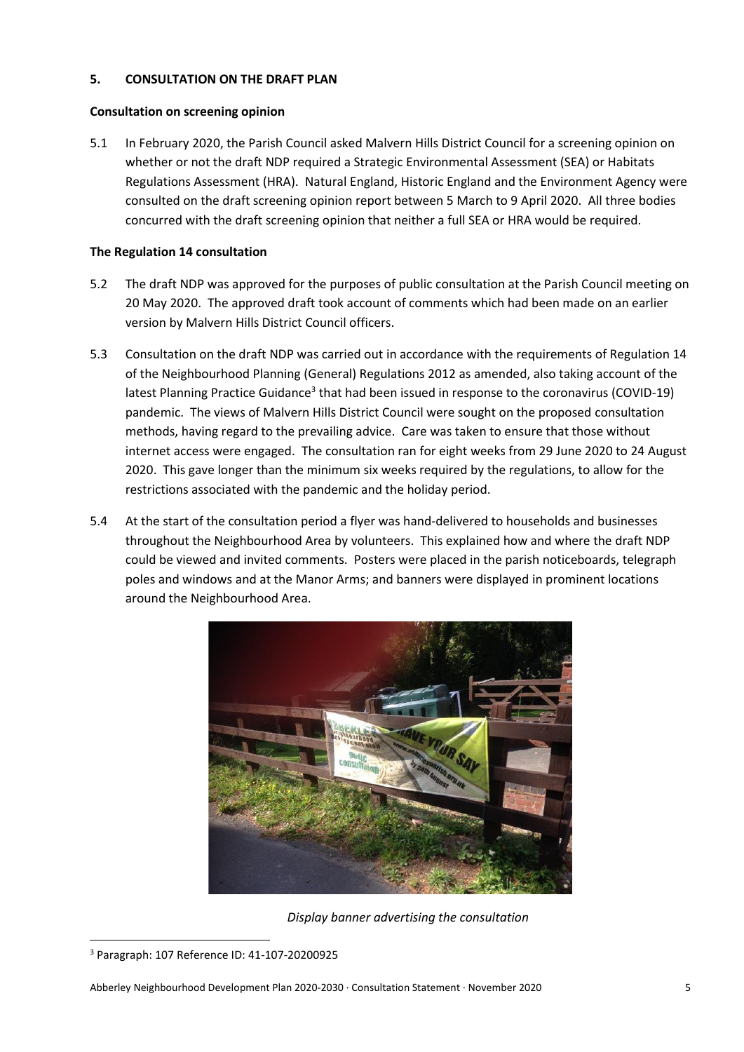## 5. CONSULTATION ON THE DRAFT PLAN

### Consultation on screening opinion

5.1 In February 2020, the Parish Council asked Malvern Hills District Council for a screening opinion on whether or not the draft NDP required a Strategic Environmental Assessment (SEA) or Habitats Regulations Assessment (HRA). Natural England, Historic England and the Environment Agency were consulted on the draft screening opinion report between 5 March to 9 April 2020. All three bodies concurred with the draft screening opinion that neither a full SEA or HRA would be required.

### The Regulation 14 consultation

5.2 The draft NDP was approved for the purposes of public consultation at the Parish Council meeting on 20 May 2020. The approved draft took account of comments which had been made on an earlier version by Malvern Hills District Council officers.

5.3 Consultation on the draft NDP was carried out in accordance with the requirements of Regulation 14 of the Neighbourhood Planning (General) Regulations 2012 as amended, also taking account of the latest Planning Practice Guidance[3] that had been issued in response to the coronavirus (COVID-19) pandemic. The views of Malvern Hills District Council were sought on the proposed consultation methods, having regard to the prevailing advice. Care was taken to ensure that those without internet access were engaged. The consultation ran for eight weeks from 29 June 2020 to 24 August 2020. This gave longer than the minimum six weeks required by the regulations, to allow for the restrictions associated with the pandemic and the holiday period.

5.4 At the start of the consultation period a flyer was hand-delivered to households and businesses throughout the Neighbourhood Area by volunteers. This explained how and where the draft NDP could be viewed and invited comments. Posters were placed in the parish noticeboards, telegraph poles and windows and at the Manor Arms; and banners were displayed in prominent locations around the Neighbourhood Area.

*Display banner advertising the consultation*

---

[3] Paragraph: 107 Reference ID: 41-107-20200925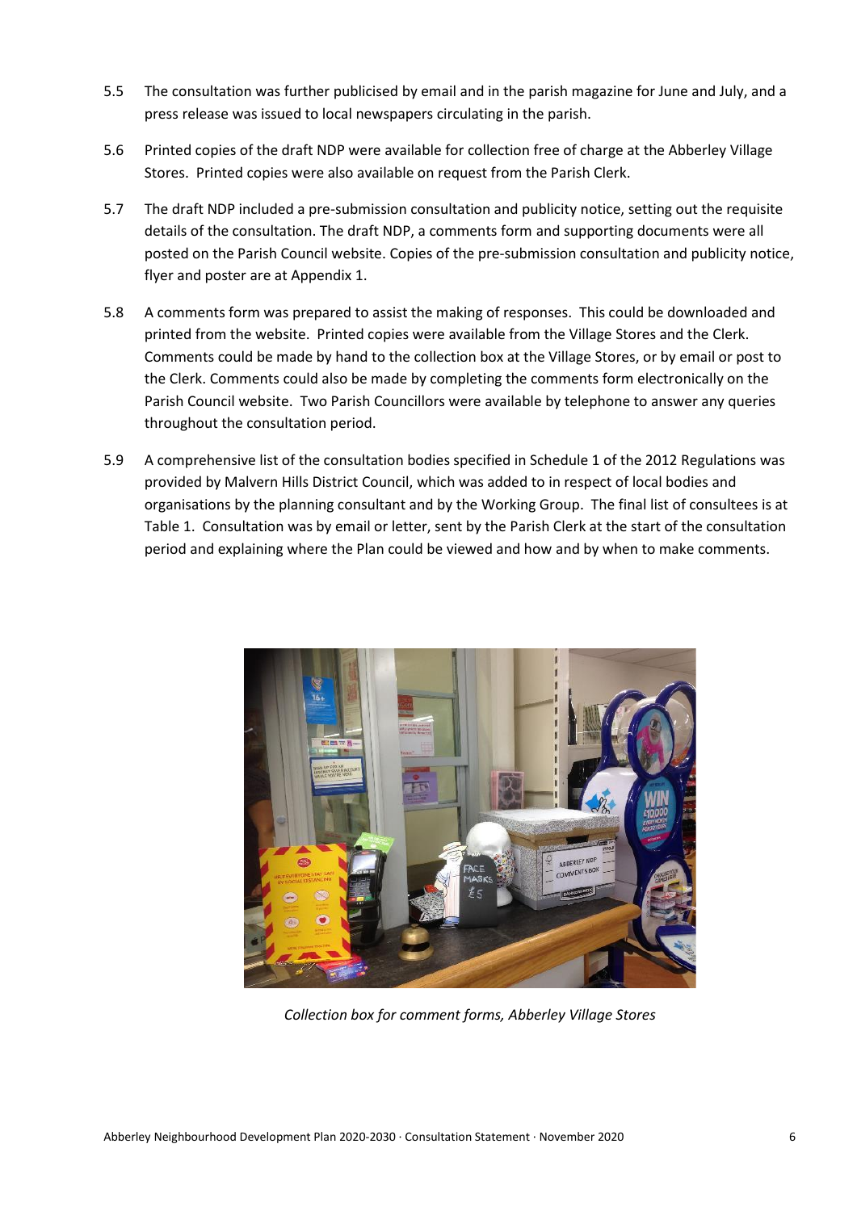5.5 The consultation was further publicised by email and in the parish magazine for June and July, and a press release was issued to local newspapers circulating in the parish.

5.6 Printed copies of the draft NDP were available for collection free of charge at the Abberley Village Stores. Printed copies were also available on request from the Parish Clerk.

5.7 The draft NDP included a pre-submission consultation and publicity notice, setting out the requisite details of the consultation. The draft NDP, a comments form and supporting documents were all posted on the Parish Council website. Copies of the pre-submission consultation and publicity notice, flyer and poster are at Appendix 1.

5.8 A comments form was prepared to assist the making of responses. This could be downloaded and printed from the website. Printed copies were available from the Village Stores and the Clerk. Comments could be made by hand to the collection box at the Village Stores, or by email or post to the Clerk. Comments could also be made by completing the comments form electronically on the Parish Council website. Two Parish Councillors were available by telephone to answer any queries throughout the consultation period.

5.9 A comprehensive list of the consultation bodies specified in Schedule 1 of the 2012 Regulations was provided by Malvern Hills District Council, which was added to in respect of local bodies and organisations by the planning consultant and by the Working Group. The final list of consultees is at Table 1. Consultation was by email or letter, sent by the Parish Clerk at the start of the consultation period and explaining where the Plan could be viewed and how and by when to make comments.

*Collection box for comment forms, Abberley Village Stores*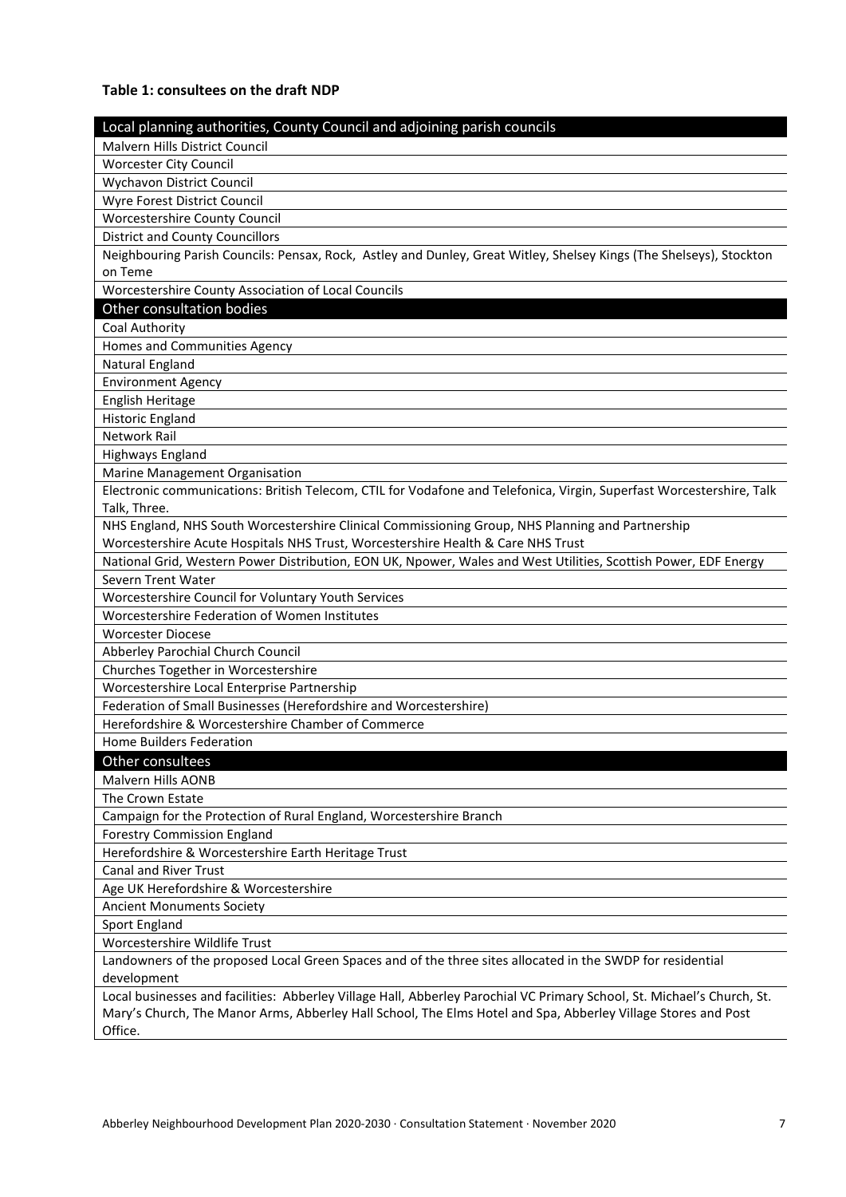**Table 1: consultees on the draft NDP**

| Local planning authorities, County Council and adjoining parish councils |
|---|
| Malvern Hills District Council |
| Worcester City Council |
| Wychavon District Council |
| Wyre Forest District Council |
| Worcestershire County Council |
| District and County Councillors |
| Neighbouring Parish Councils: Pensax, Rock, Astley and Dunley, Great Witley, Shelsey Kings (The Shelseys), Stockton on Teme |
| Worcestershire County Association of Local Councils |
| **Other consultation bodies** |
| Coal Authority |
| Homes and Communities Agency |
| Natural England |
| Environment Agency |
| English Heritage |
| Historic England |
| Network Rail |
| Highways England |
| Marine Management Organisation |
| Electronic communications: British Telecom, CTIL for Vodafone and Telefonica, Virgin, Superfast Worcestershire, Talk Talk, Three. |
| NHS England, NHS South Worcestershire Clinical Commissioning Group, NHS Planning and Partnership Worcestershire Acute Hospitals NHS Trust, Worcestershire Health & Care NHS Trust |
| National Grid, Western Power Distribution, EON UK, Npower, Wales and West Utilities, Scottish Power, EDF Energy |
| Severn Trent Water |
| Worcestershire Council for Voluntary Youth Services |
| Worcestershire Federation of Women Institutes |
| Worcester Diocese |
| Abberley Parochial Church Council |
| Churches Together in Worcestershire |
| Worcestershire Local Enterprise Partnership |
| Federation of Small Businesses (Herefordshire and Worcestershire) |
| Herefordshire & Worcestershire Chamber of Commerce |
| Home Builders Federation |
| **Other consultees** |
| Malvern Hills AONB |
| The Crown Estate |
| Campaign for the Protection of Rural England, Worcestershire Branch |
| Forestry Commission England |
| Herefordshire & Worcestershire Earth Heritage Trust |
| Canal and River Trust |
| Age UK Herefordshire & Worcestershire |
| Ancient Monuments Society |
| Sport England |
| Worcestershire Wildlife Trust |
| Landowners of the proposed Local Green Spaces and of the three sites allocated in the SWDP for residential development |
| Local businesses and facilities: Abberley Village Hall, Abberley Parochial VC Primary School, St. Michael's Church, St. Mary's Church, The Manor Arms, Abberley Hall School, The Elms Hotel and Spa, Abberley Village Stores and Post Office. |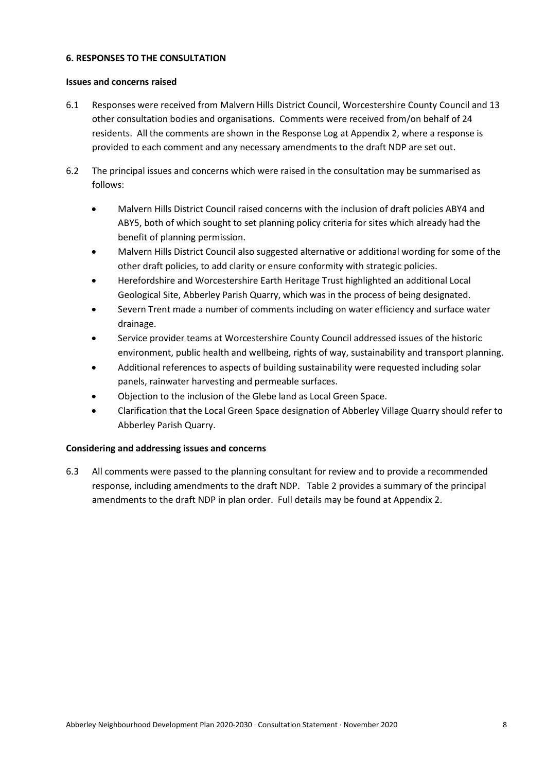## 6. RESPONSES TO THE CONSULTATION

### Issues and concerns raised

6.1 Responses were received from Malvern Hills District Council, Worcestershire County Council and 13 other consultation bodies and organisations. Comments were received from/on behalf of 24 residents. All the comments are shown in the Response Log at Appendix 2, where a response is provided to each comment and any necessary amendments to the draft NDP are set out.

6.2 The principal issues and concerns which were raised in the consultation may be summarised as follows:

- Malvern Hills District Council raised concerns with the inclusion of draft policies ABY4 and ABY5, both of which sought to set planning policy criteria for sites which already had the benefit of planning permission.
- Malvern Hills District Council also suggested alternative or additional wording for some of the other draft policies, to add clarity or ensure conformity with strategic policies.
- Herefordshire and Worcestershire Earth Heritage Trust highlighted an additional Local Geological Site, Abberley Parish Quarry, which was in the process of being designated.
- Severn Trent made a number of comments including on water efficiency and surface water drainage.
- Service provider teams at Worcestershire County Council addressed issues of the historic environment, public health and wellbeing, rights of way, sustainability and transport planning.
- Additional references to aspects of building sustainability were requested including solar panels, rainwater harvesting and permeable surfaces.
- Objection to the inclusion of the Glebe land as Local Green Space.
- Clarification that the Local Green Space designation of Abberley Village Quarry should refer to Abberley Parish Quarry.

### Considering and addressing issues and concerns

6.3 All comments were passed to the planning consultant for review and to provide a recommended response, including amendments to the draft NDP. Table 2 provides a summary of the principal amendments to the draft NDP in plan order. Full details may be found at Appendix 2.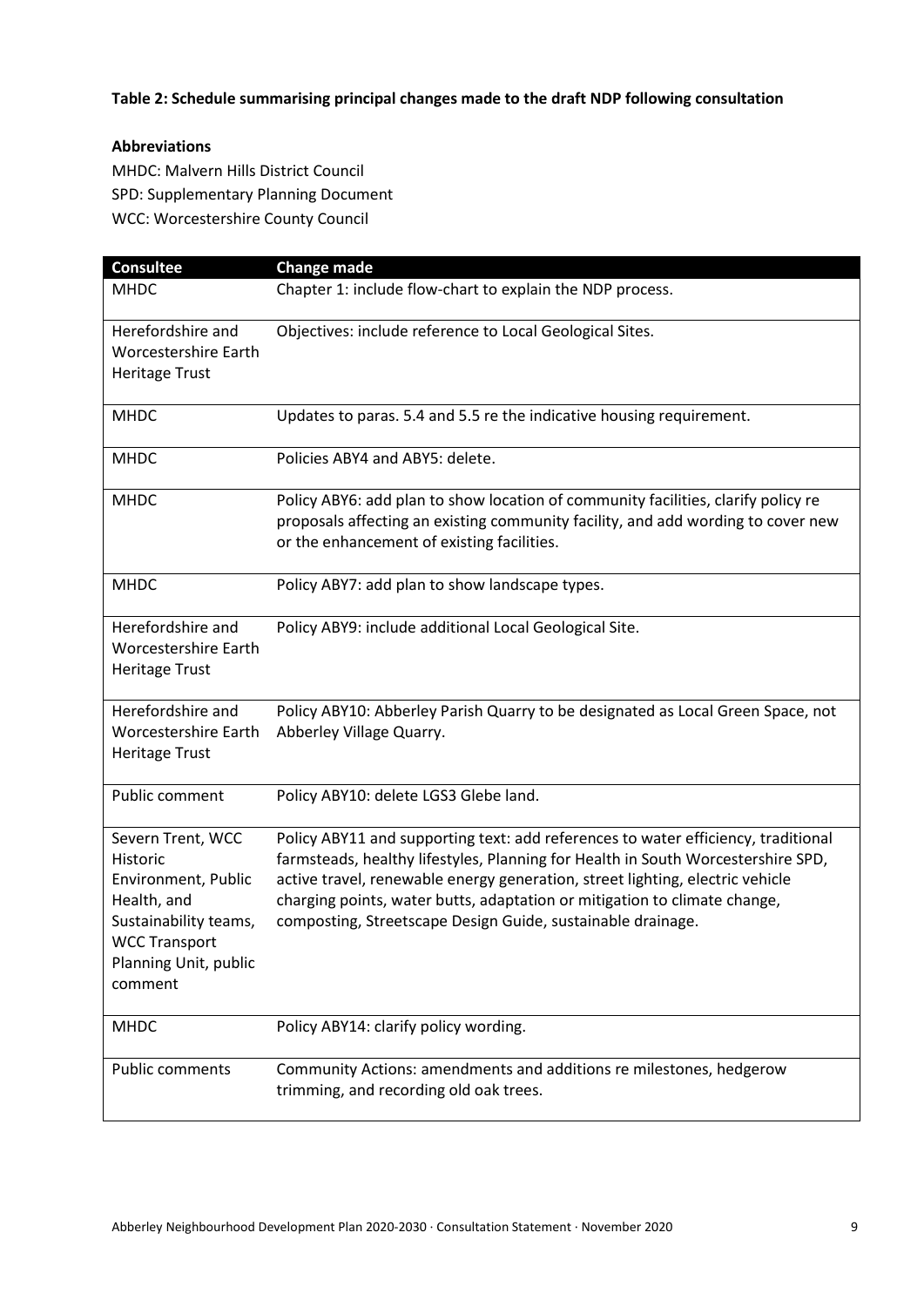**Table 2: Schedule summarising principal changes made to the draft NDP following consultation**

**Abbreviations**

MHDC: Malvern Hills District Council
SPD: Supplementary Planning Document
WCC: Worcestershire County Council

| Consultee | Change made |
|---|---|
| MHDC | Chapter 1: include flow-chart to explain the NDP process. |
| Herefordshire and Worcestershire Earth Heritage Trust | Objectives: include reference to Local Geological Sites. |
| MHDC | Updates to paras. 5.4 and 5.5 re the indicative housing requirement. |
| MHDC | Policies ABY4 and ABY5: delete. |
| MHDC | Policy ABY6: add plan to show location of community facilities, clarify policy re proposals affecting an existing community facility, and add wording to cover new or the enhancement of existing facilities. |
| MHDC | Policy ABY7: add plan to show landscape types. |
| Herefordshire and Worcestershire Earth Heritage Trust | Policy ABY9: include additional Local Geological Site. |
| Herefordshire and Worcestershire Earth Heritage Trust | Policy ABY10: Abberley Parish Quarry to be designated as Local Green Space, not Abberley Village Quarry. |
| Public comment | Policy ABY10: delete LGS3 Glebe land. |
| Severn Trent, WCC Historic Environment, Public Health, and Sustainability teams, WCC Transport Planning Unit, public comment | Policy ABY11 and supporting text: add references to water efficiency, traditional farmsteads, healthy lifestyles, Planning for Health in South Worcestershire SPD, active travel, renewable energy generation, street lighting, electric vehicle charging points, water butts, adaptation or mitigation to climate change, composting, Streetscape Design Guide, sustainable drainage. |
| MHDC | Policy ABY14: clarify policy wording. |
| Public comments | Community Actions: amendments and additions re milestones, hedgerow trimming, and recording old oak trees. |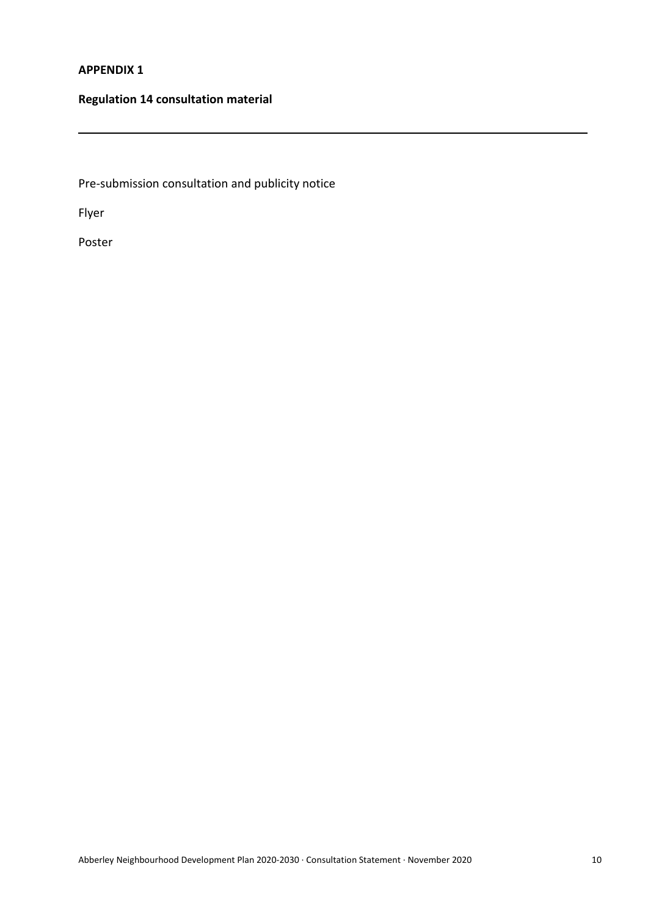## APPENDIX 1

### Regulation 14 consultation material

---

Pre-submission consultation and publicity notice

Flyer

Poster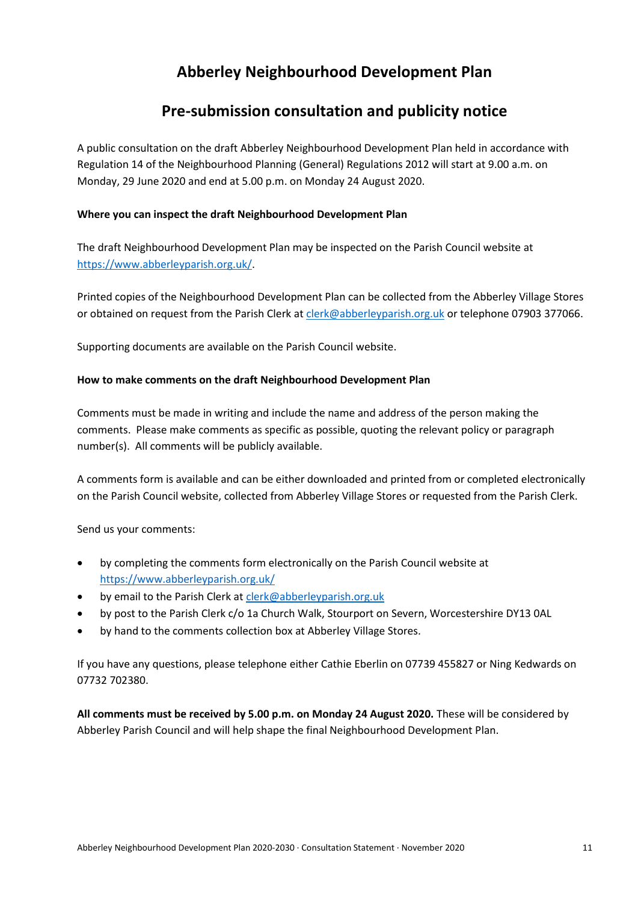# Abberley Neighbourhood Development Plan

## Pre-submission consultation and publicity notice

A public consultation on the draft Abberley Neighbourhood Development Plan held in accordance with Regulation 14 of the Neighbourhood Planning (General) Regulations 2012 will start at 9.00 a.m. on Monday, 29 June 2020 and end at 5.00 p.m. on Monday 24 August 2020.

**Where you can inspect the draft Neighbourhood Development Plan**

The draft Neighbourhood Development Plan may be inspected on the Parish Council website at https://www.abberleyparish.org.uk/.

Printed copies of the Neighbourhood Development Plan can be collected from the Abberley Village Stores or obtained on request from the Parish Clerk at clerk@abberleyparish.org.uk or telephone 07903 377066.

Supporting documents are available on the Parish Council website.

**How to make comments on the draft Neighbourhood Development Plan**

Comments must be made in writing and include the name and address of the person making the comments. Please make comments as specific as possible, quoting the relevant policy or paragraph number(s). All comments will be publicly available.

A comments form is available and can be either downloaded and printed from or completed electronically on the Parish Council website, collected from Abberley Village Stores or requested from the Parish Clerk.

Send us your comments:

- by completing the comments form electronically on the Parish Council website at https://www.abberleyparish.org.uk/
- by email to the Parish Clerk at clerk@abberleyparish.org.uk
- by post to the Parish Clerk c/o 1a Church Walk, Stourport on Severn, Worcestershire DY13 0AL
- by hand to the comments collection box at Abberley Village Stores.

If you have any questions, please telephone either Cathie Eberlin on 07739 455827 or Ning Kedwards on 07732 702380.

**All comments must be received by 5.00 p.m. on Monday 24 August 2020.** These will be considered by Abberley Parish Council and will help shape the final Neighbourhood Development Plan.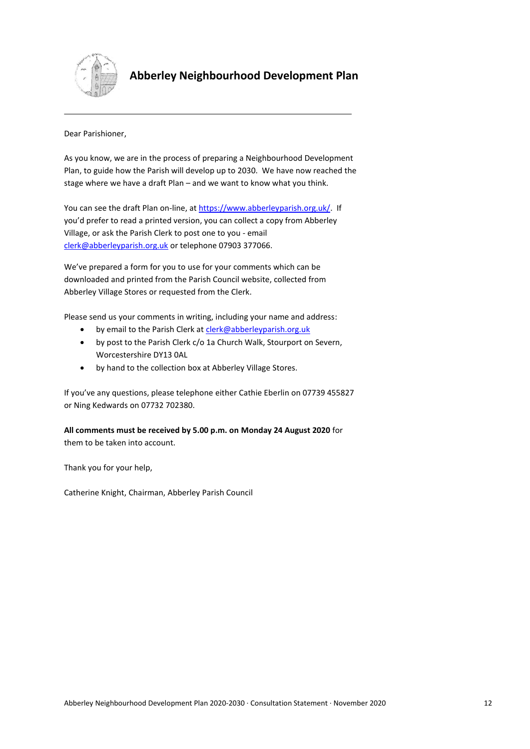# Abberley Neighbourhood Development Plan

Dear Parishioner,

As you know, we are in the process of preparing a Neighbourhood Development Plan, to guide how the Parish will develop up to 2030. We have now reached the stage where we have a draft Plan – and we want to know what you think.

You can see the draft Plan on-line, at https://www.abberleyparish.org.uk/. If you'd prefer to read a printed version, you can collect a copy from Abberley Village, or ask the Parish Clerk to post one to you - email clerk@abberleyparish.org.uk or telephone 07903 377066.

We've prepared a form for you to use for your comments which can be downloaded and printed from the Parish Council website, collected from Abberley Village Stores or requested from the Clerk.

Please send us your comments in writing, including your name and address:

- by email to the Parish Clerk at clerk@abberleyparish.org.uk
- by post to the Parish Clerk c/o 1a Church Walk, Stourport on Severn, Worcestershire DY13 0AL
- by hand to the collection box at Abberley Village Stores.

If you've any questions, please telephone either Cathie Eberlin on 07739 455827 or Ning Kedwards on 07732 702380.

**All comments must be received by 5.00 p.m. on Monday 24 August 2020** for them to be taken into account.

Thank you for your help,

Catherine Knight, Chairman, Abberley Parish Council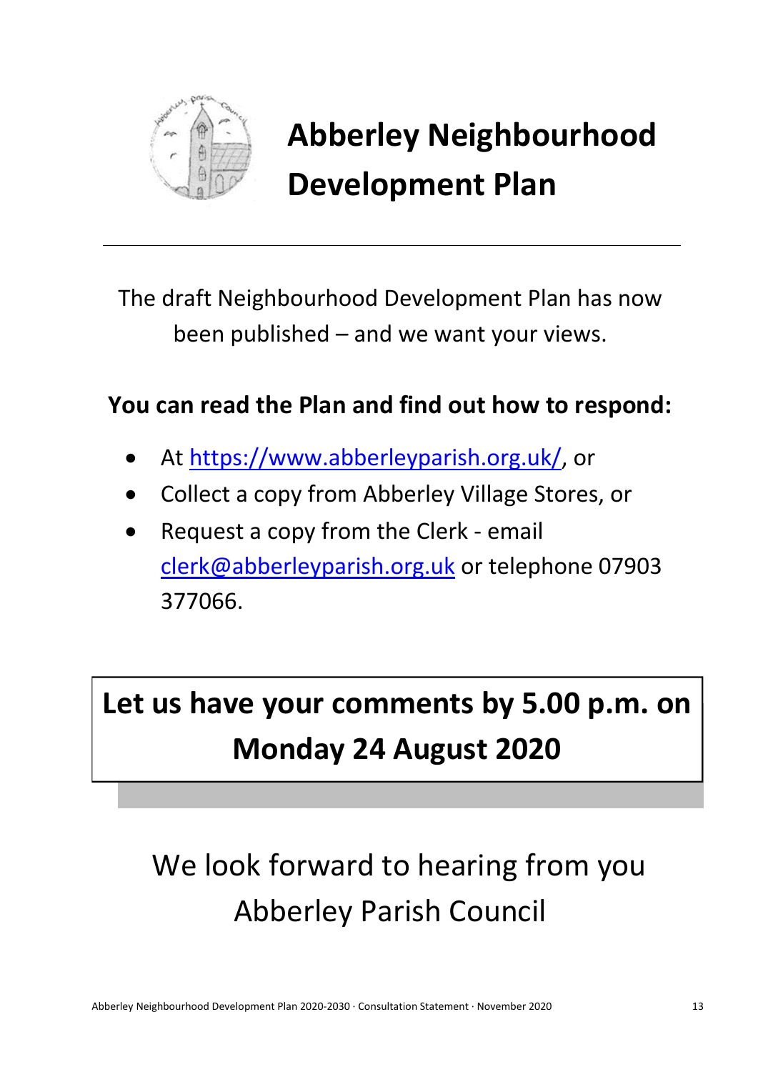# Abberley Neighbourhood Development Plan

The draft Neighbourhood Development Plan has now been published – and we want your views.

**You can read the Plan and find out how to respond:**

- At https://www.abberleyparish.org.uk/, or
- Collect a copy from Abberley Village Stores, or
- Request a copy from the Clerk - email clerk@abberleyparish.org.uk or telephone 07903 377066.

**Let us have your comments by 5.00 p.m. on Monday 24 August 2020**

We look forward to hearing from you
Abberley Parish Council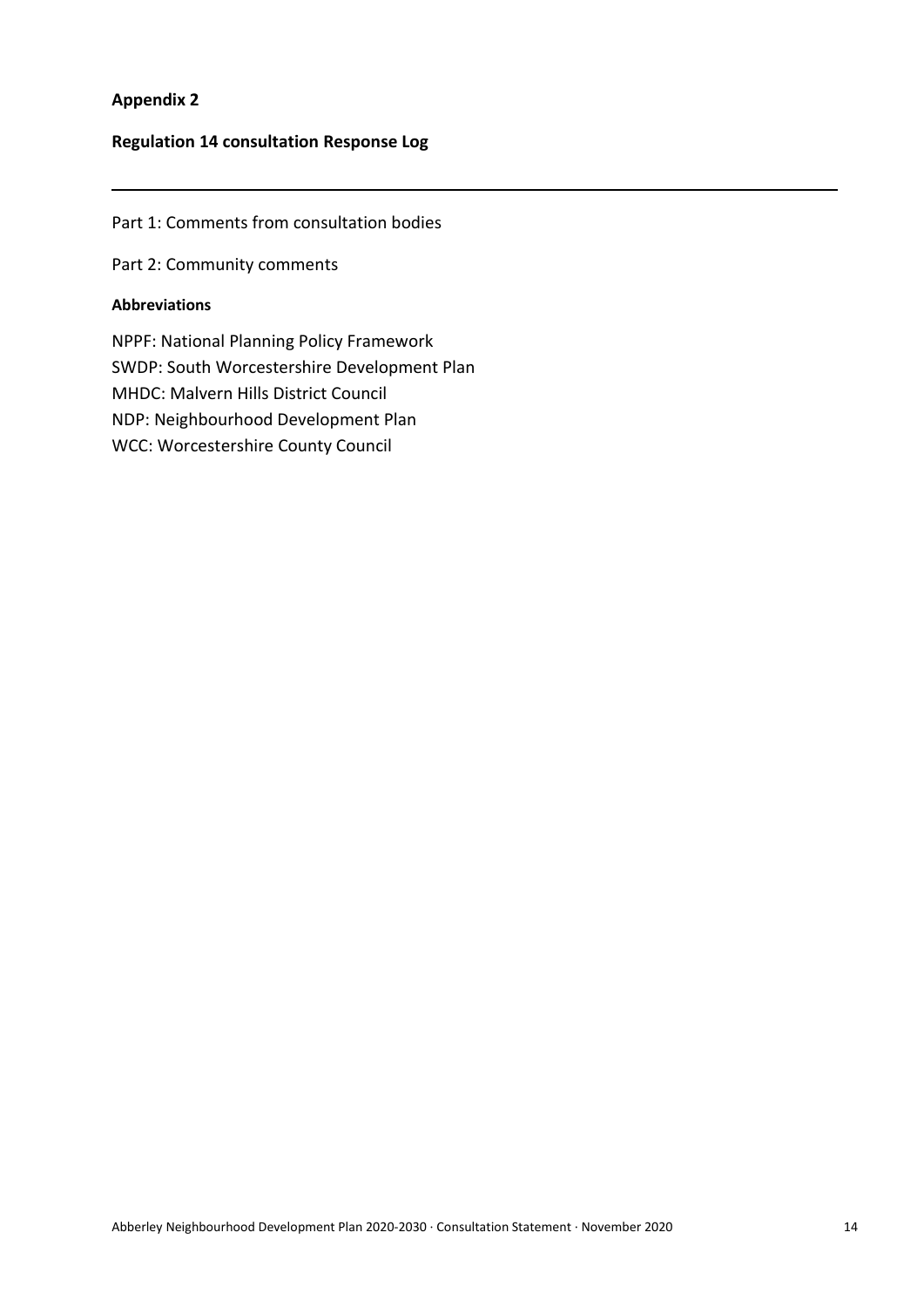**Appendix 2**

**Regulation 14 consultation Response Log**

---

Part 1: Comments from consultation bodies

Part 2: Community comments

**Abbreviations**

NPPF: National Planning Policy Framework
SWDP: South Worcestershire Development Plan
MHDC: Malvern Hills District Council
NDP: Neighbourhood Development Plan
WCC: Worcestershire County Council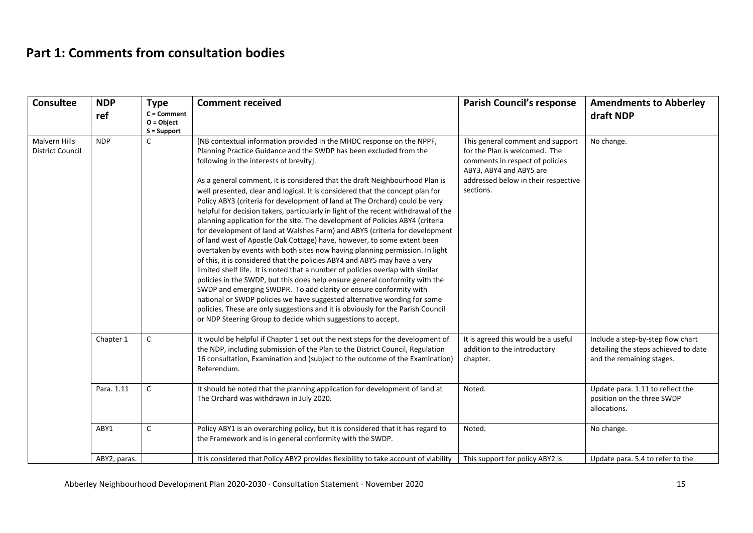# Part 1: Comments from consultation bodies

| Consultee | NDP ref | Type<br>C = Comment<br>O = Object<br>S = Support | Comment received | Parish Council's response | Amendments to Abberley draft NDP |
|---|---|---|---|---|---|
| Malvern Hills District Council | NDP | C | [NB contextual information provided in the MHDC response on the NPPF, Planning Practice Guidance and the SWDP has been excluded from the following in the interests of brevity].<br><br>As a general comment, it is considered that the draft Neighbourhood Plan is well presented, clear and logical. It is considered that the concept plan for Policy ABY3 (criteria for development of land at The Orchard) could be very helpful for decision takers, particularly in light of the recent withdrawal of the planning application for the site. The development of Policies ABY4 (criteria for development of land at Walshes Farm) and ABY5 (criteria for development of land west of Apostle Oak Cottage) have, however, to some extent been overtaken by events with both sites now having planning permission. In light of this, it is considered that the policies ABY4 and ABY5 may have a very limited shelf life. It is noted that a number of policies overlap with similar policies in the SWDP, but this does help ensure general conformity with the SWDP and emerging SWDPR. To add clarity or ensure conformity with national or SWDP policies we have suggested alternative wording for some policies. These are only suggestions and it is obviously for the Parish Council or NDP Steering Group to decide which suggestions to accept. | This general comment and support for the Plan is welcomed. The comments in respect of policies ABY3, ABY4 and ABY5 are addressed below in their respective sections. | No change. |
| | Chapter 1 | C | It would be helpful if Chapter 1 set out the next steps for the development of the NDP, including submission of the Plan to the District Council, Regulation 16 consultation, Examination and (subject to the outcome of the Examination) Referendum. | It is agreed this would be a useful addition to the introductory chapter. | Include a step-by-step flow chart detailing the steps achieved to date and the remaining stages. |
| | Para. 1.11 | C | It should be noted that the planning application for development of land at The Orchard was withdrawn in July 2020. | Noted. | Update para. 1.11 to reflect the position on the three SWDP allocations. |
| | ABY1 | C | Policy ABY1 is an overarching policy, but it is considered that it has regard to the Framework and is in general conformity with the SWDP. | Noted. | No change. |
| | ABY2, paras. | | It is considered that Policy ABY2 provides flexibility to take account of viability | This support for policy ABY2 is | Update para. 5.4 to refer to the |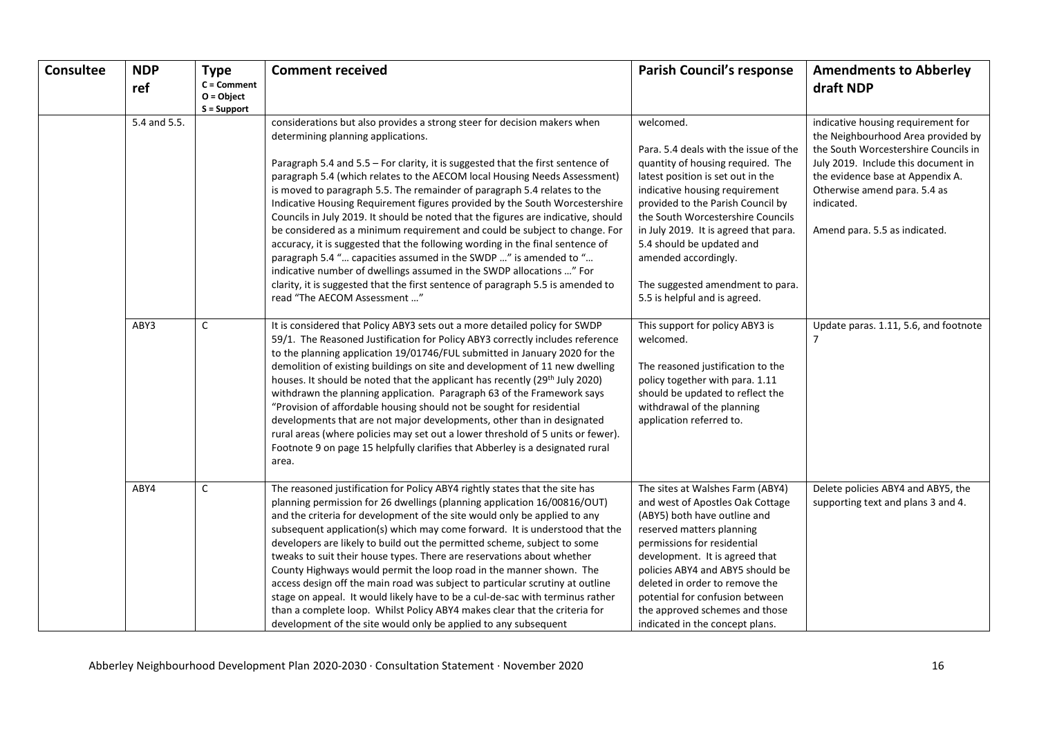| Consultee | NDP ref | Type<br>C = Comment<br>O = Object<br>S = Support | Comment received | Parish Council's response | Amendments to Abberley draft NDP |
|---|---|---|---|---|---|
| | 5.4 and 5.5. | | considerations but also provides a strong steer for decision makers when determining planning applications.<br><br>Paragraph 5.4 and 5.5 – For clarity, it is suggested that the first sentence of paragraph 5.4 (which relates to the AECOM local Housing Needs Assessment) is moved to paragraph 5.5. The remainder of paragraph 5.4 relates to the Indicative Housing Requirement figures provided by the South Worcestershire Councils in July 2019. It should be noted that the figures are indicative, should be considered as a minimum requirement and could be subject to change. For accuracy, it is suggested that the following wording in the final sentence of paragraph 5.4 "… capacities assumed in the SWDP …" is amended to "… indicative number of dwellings assumed in the SWDP allocations …" For clarity, it is suggested that the first sentence of paragraph 5.5 is amended to read "The AECOM Assessment …" | welcomed.<br><br>Para. 5.4 deals with the issue of the quantity of housing required. The latest position is set out in the indicative housing requirement provided to the Parish Council by the South Worcestershire Councils in July 2019. It is agreed that para. 5.4 should be updated and amended accordingly.<br><br>The suggested amendment to para. 5.5 is helpful and is agreed. | indicative housing requirement for the Neighbourhood Area provided by the South Worcestershire Councils in July 2019. Include this document in the evidence base at Appendix A. Otherwise amend para. 5.4 as indicated.<br><br>Amend para. 5.5 as indicated. |
| | ABY3 | C | It is considered that Policy ABY3 sets out a more detailed policy for SWDP 59/1. The Reasoned Justification for Policy ABY3 correctly includes reference to the planning application 19/01746/FUL submitted in January 2020 for the demolition of existing buildings on site and development of 11 new dwelling houses. It should be noted that the applicant has recently (29th July 2020) withdrawn the planning application. Paragraph 63 of the Framework says "Provision of affordable housing should not be sought for residential developments that are not major developments, other than in designated rural areas (where policies may set out a lower threshold of 5 units or fewer). Footnote 9 on page 15 helpfully clarifies that Abberley is a designated rural area. | This support for policy ABY3 is welcomed.<br><br>The reasoned justification to the policy together with para. 1.11 should be updated to reflect the withdrawal of the planning application referred to. | Update paras. 1.11, 5.6, and footnote 7 |
| | ABY4 | C | The reasoned justification for Policy ABY4 rightly states that the site has planning permission for 26 dwellings (planning application 16/00816/OUT) and the criteria for development of the site would only be applied to any subsequent application(s) which may come forward. It is understood that the developers are likely to build out the permitted scheme, subject to some tweaks to suit their house types. There are reservations about whether County Highways would permit the loop road in the manner shown. The access design off the main road was subject to particular scrutiny at outline stage on appeal. It would likely have to be a cul-de-sac with terminus rather than a complete loop. Whilst Policy ABY4 makes clear that the criteria for development of the site would only be applied to any subsequent | The sites at Walshes Farm (ABY4) and west of Apostles Oak Cottage (ABY5) both have outline and reserved matters planning permissions for residential development. It is agreed that policies ABY4 and ABY5 should be deleted in order to remove the potential for confusion between the approved schemes and those indicated in the concept plans. | Delete policies ABY4 and ABY5, the supporting text and plans 3 and 4. |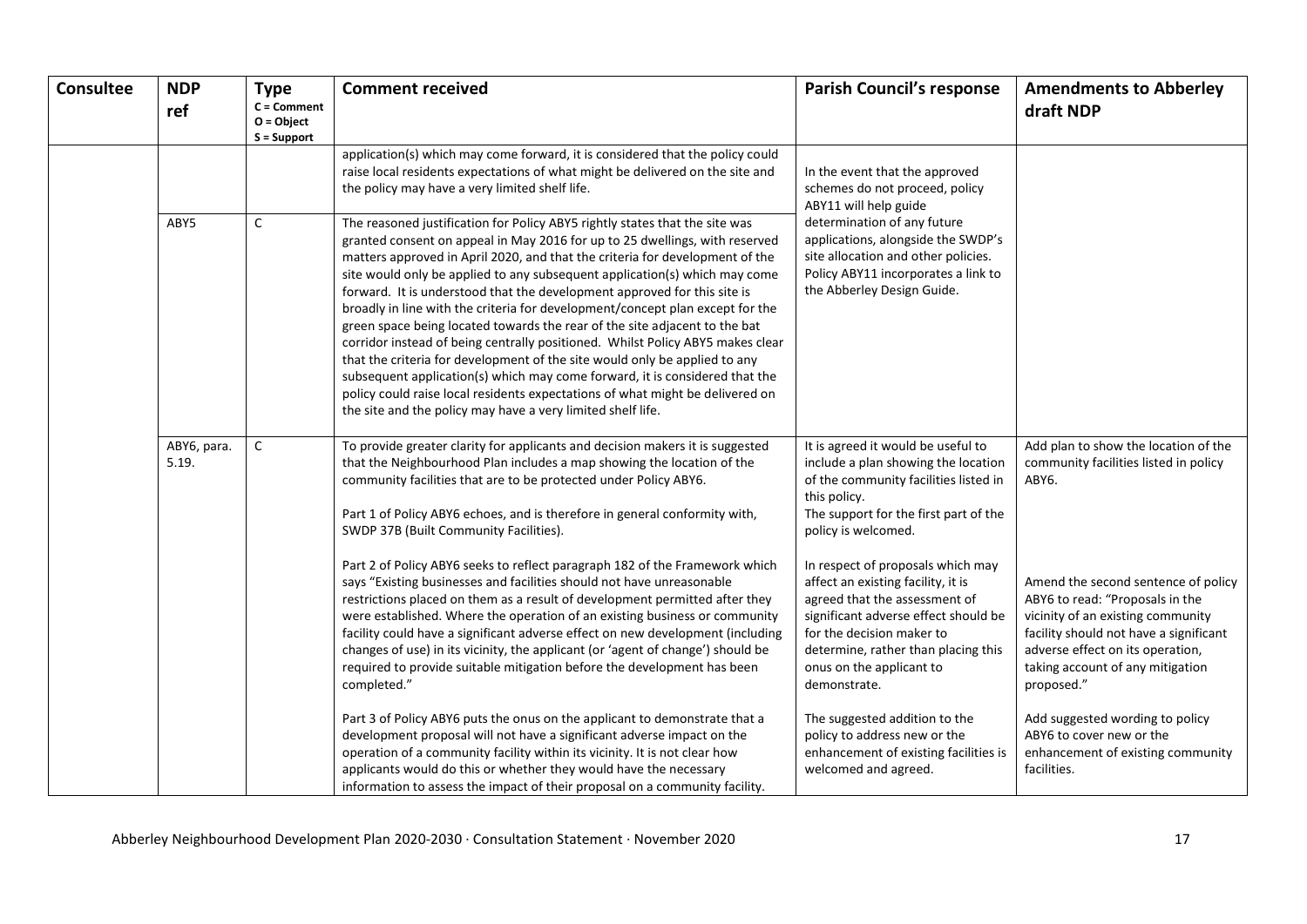| Consultee | NDP ref | Type<br>C = Comment<br>O = Object<br>S = Support | Comment received | Parish Council's response | Amendments to Abberley draft NDP |
|---|---|---|---|---|---|
| | | | application(s) which may come forward, it is considered that the policy could raise local residents expectations of what might be delivered on the site and the policy may have a very limited shelf life. | In the event that the approved schemes do not proceed, policy ABY11 will help guide determination of any future applications, alongside the SWDP's site allocation and other policies. Policy ABY11 incorporates a link to the Abberley Design Guide. | |
| | ABY5 | C | The reasoned justification for Policy ABY5 rightly states that the site was granted consent on appeal in May 2016 for up to 25 dwellings, with reserved matters approved in April 2020, and that the criteria for development of the site would only be applied to any subsequent application(s) which may come forward. It is understood that the development approved for this site is broadly in line with the criteria for development/concept plan except for the green space being located towards the rear of the site adjacent to the bat corridor instead of being centrally positioned. Whilst Policy ABY5 makes clear that the criteria for development of the site would only be applied to any subsequent application(s) which may come forward, it is considered that the policy could raise local residents expectations of what might be delivered on the site and the policy may have a very limited shelf life. | | |
| | ABY6, para. 5.19. | C | To provide greater clarity for applicants and decision makers it is suggested that the Neighbourhood Plan includes a map showing the location of the community facilities that are to be protected under Policy ABY6.<br><br>Part 1 of Policy ABY6 echoes, and is therefore in general conformity with, SWDP 37B (Built Community Facilities).<br><br>Part 2 of Policy ABY6 seeks to reflect paragraph 182 of the Framework which says "Existing businesses and facilities should not have unreasonable restrictions placed on them as a result of development permitted after they were established. Where the operation of an existing business or community facility could have a significant adverse effect on new development (including changes of use) in its vicinity, the applicant (or 'agent of change') should be required to provide suitable mitigation before the development has been completed."<br><br>Part 3 of Policy ABY6 puts the onus on the applicant to demonstrate that a development proposal will not have a significant adverse impact on the operation of a community facility within its vicinity. It is not clear how applicants would do this or whether they would have the necessary information to assess the impact of their proposal on a community facility. | It is agreed it would be useful to include a plan showing the location of the community facilities listed in this policy.<br>The support for the first part of the policy is welcomed.<br><br>In respect of proposals which may affect an existing facility, it is agreed that the assessment of significant adverse effect should be for the decision maker to determine, rather than placing this onus on the applicant to demonstrate.<br><br>The suggested addition to the policy to address new or the enhancement of existing facilities is welcomed and agreed. | Add plan to show the location of the community facilities listed in policy ABY6.<br><br>Amend the second sentence of policy ABY6 to read: "Proposals in the vicinity of an existing community facility should not have a significant adverse effect on its operation, taking account of any mitigation proposed."<br><br>Add suggested wording to policy ABY6 to cover new or the enhancement of existing community facilities. |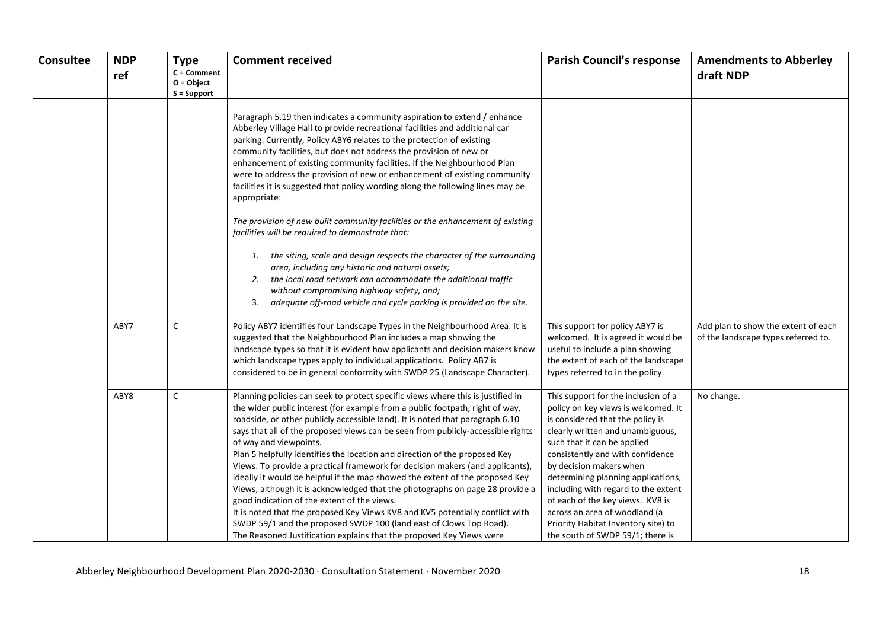| Consultee | NDP ref | Type<br>C = Comment<br>O = Object<br>S = Support | Comment received | Parish Council's response | Amendments to Abberley draft NDP |
|---|---|---|---|---|---|
| | | | Paragraph 5.19 then indicates a community aspiration to extend / enhance Abberley Village Hall to provide recreational facilities and additional car parking. Currently, Policy ABY6 relates to the protection of existing community facilities, but does not address the provision of new or enhancement of existing community facilities. If the Neighbourhood Plan were to address the provision of new or enhancement of existing community facilities it is suggested that policy wording along the following lines may be appropriate:<br><br>*The provision of new built community facilities or the enhancement of existing facilities will be required to demonstrate that:*<br><br>1. *the siting, scale and design respects the character of the surrounding area, including any historic and natural assets;*<br>2. *the local road network can accommodate the additional traffic without compromising highway safety, and;*<br>3. *adequate off-road vehicle and cycle parking is provided on the site.* | | |
| | ABY7 | C | Policy ABY7 identifies four Landscape Types in the Neighbourhood Area. It is suggested that the Neighbourhood Plan includes a map showing the landscape types so that it is evident how applicants and decision makers know which landscape types apply to individual applications. Policy AB7 is considered to be in general conformity with SWDP 25 (Landscape Character). | This support for policy ABY7 is welcomed. It is agreed it would be useful to include a plan showing the extent of each of the landscape types referred to in the policy. | Add plan to show the extent of each of the landscape types referred to. |
| | ABY8 | C | Planning policies can seek to protect specific views where this is justified in the wider public interest (for example from a public footpath, right of way, roadside, or other publicly accessible land). It is noted that paragraph 6.10 says that all of the proposed views can be seen from publicly-accessible rights of way and viewpoints.<br>Plan 5 helpfully identifies the location and direction of the proposed Key Views. To provide a practical framework for decision makers (and applicants), ideally it would be helpful if the map showed the extent of the proposed Key Views, although it is acknowledged that the photographs on page 28 provide a good indication of the extent of the views.<br>It is noted that the proposed Key Views KV8 and KV5 potentially conflict with SWDP 59/1 and the proposed SWDP 100 (land east of Clows Top Road).<br>The Reasoned Justification explains that the proposed Key Views were | This support for the inclusion of a policy on key views is welcomed. It is considered that the policy is clearly written and unambiguous, such that it can be applied consistently and with confidence by decision makers when determining planning applications, including with regard to the extent of each of the key views. KV8 is across an area of woodland (a Priority Habitat Inventory site) to the south of SWDP 59/1; there is | No change. |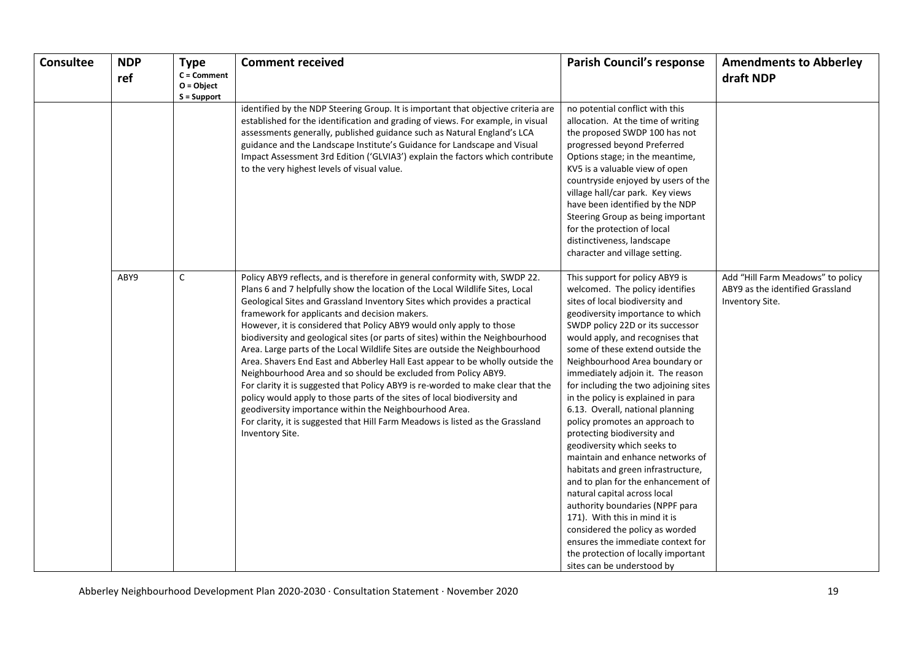| Consultee | NDP ref | Type C = Comment O = Object S = Support | Comment received | Parish Council's response | Amendments to Abberley draft NDP |
|---|---|---|---|---|---|
| | | | identified by the NDP Steering Group. It is important that objective criteria are established for the identification and grading of views. For example, in visual assessments generally, published guidance such as Natural England's LCA guidance and the Landscape Institute's Guidance for Landscape and Visual Impact Assessment 3rd Edition ('GLVIA3') explain the factors which contribute to the very highest levels of visual value. | no potential conflict with this allocation. At the time of writing the proposed SWDP 100 has not progressed beyond Preferred Options stage; in the meantime, KV5 is a valuable view of open countryside enjoyed by users of the village hall/car park. Key views have been identified by the NDP Steering Group as being important for the protection of local distinctiveness, landscape character and village setting. | |
| | ABY9 | C | Policy ABY9 reflects, and is therefore in general conformity with, SWDP 22. Plans 6 and 7 helpfully show the location of the Local Wildlife Sites, Local Geological Sites and Grassland Inventory Sites which provides a practical framework for applicants and decision makers.<br>However, it is considered that Policy ABY9 would only apply to those biodiversity and geological sites (or parts of sites) within the Neighbourhood Area. Large parts of the Local Wildlife Sites are outside the Neighbourhood Area. Shavers End East and Abberley Hall East appear to be wholly outside the Neighbourhood Area and so should be excluded from Policy ABY9.<br>For clarity it is suggested that Policy ABY9 is re-worded to make clear that the policy would apply to those parts of the sites of local biodiversity and geodiversity importance within the Neighbourhood Area.<br>For clarity, it is suggested that Hill Farm Meadows is listed as the Grassland Inventory Site. | This support for policy ABY9 is welcomed. The policy identifies sites of local biodiversity and geodiversity importance to which SWDP policy 22D or its successor would apply, and recognises that some of these extend outside the Neighbourhood Area boundary or immediately adjoin it. The reason for including the two adjoining sites in the policy is explained in para 6.13. Overall, national planning policy promotes an approach to protecting biodiversity and geodiversity which seeks to maintain and enhance networks of habitats and green infrastructure, and to plan for the enhancement of natural capital across local authority boundaries (NPPF para 171). With this in mind it is considered the policy as worded ensures the immediate context for the protection of locally important sites can be understood by | Add "Hill Farm Meadows" to policy ABY9 as the identified Grassland Inventory Site. |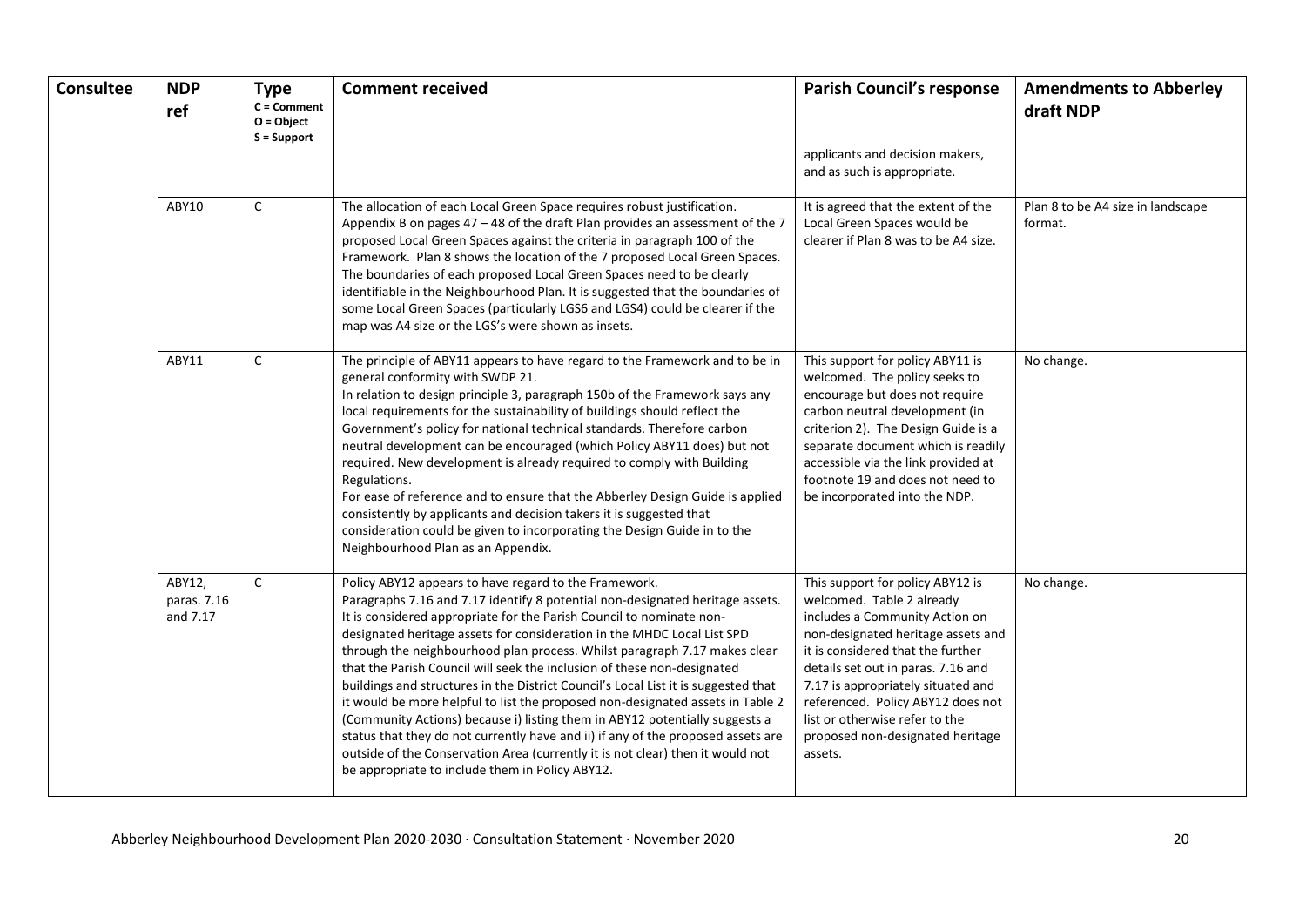| Consultee | NDP ref | Type C = Comment O = Object S = Support | Comment received | Parish Council's response | Amendments to Abberley draft NDP |
|---|---|---|---|---|---|
| | | | | applicants and decision makers, and as such is appropriate. | |
| | ABY10 | C | The allocation of each Local Green Space requires robust justification. Appendix B on pages 47 – 48 of the draft Plan provides an assessment of the 7 proposed Local Green Spaces against the criteria in paragraph 100 of the Framework. Plan 8 shows the location of the 7 proposed Local Green Spaces. The boundaries of each proposed Local Green Spaces need to be clearly identifiable in the Neighbourhood Plan. It is suggested that the boundaries of some Local Green Spaces (particularly LGS6 and LGS4) could be clearer if the map was A4 size or the LGS's were shown as insets. | It is agreed that the extent of the Local Green Spaces would be clearer if Plan 8 was to be A4 size. | Plan 8 to be A4 size in landscape format. |
| | ABY11 | C | The principle of ABY11 appears to have regard to the Framework and to be in general conformity with SWDP 21.<br>In relation to design principle 3, paragraph 150b of the Framework says any local requirements for the sustainability of buildings should reflect the Government's policy for national technical standards. Therefore carbon neutral development can be encouraged (which Policy ABY11 does) but not required. New development is already required to comply with Building Regulations.<br>For ease of reference and to ensure that the Abberley Design Guide is applied consistently by applicants and decision takers it is suggested that consideration could be given to incorporating the Design Guide in to the Neighbourhood Plan as an Appendix. | This support for policy ABY11 is welcomed. The policy seeks to encourage but does not require carbon neutral development (in criterion 2). The Design Guide is a separate document which is readily accessible via the link provided at footnote 19 and does not need to be incorporated into the NDP. | No change. |
| | ABY12, paras. 7.16 and 7.17 | C | Policy ABY12 appears to have regard to the Framework.<br>Paragraphs 7.16 and 7.17 identify 8 potential non-designated heritage assets. It is considered appropriate for the Parish Council to nominate non-designated heritage assets for consideration in the MHDC Local List SPD through the neighbourhood plan process. Whilst paragraph 7.17 makes clear that the Parish Council will seek the inclusion of these non-designated buildings and structures in the District Council's Local List it is suggested that it would be more helpful to list the proposed non-designated assets in Table 2 (Community Actions) because i) listing them in ABY12 potentially suggests a status that they do not currently have and ii) if any of the proposed assets are outside of the Conservation Area (currently it is not clear) then it would not be appropriate to include them in Policy ABY12. | This support for policy ABY12 is welcomed. Table 2 already includes a Community Action on non-designated heritage assets and it is considered that the further details set out in paras. 7.16 and 7.17 is appropriately situated and referenced. Policy ABY12 does not list or otherwise refer to the proposed non-designated heritage assets. | No change. |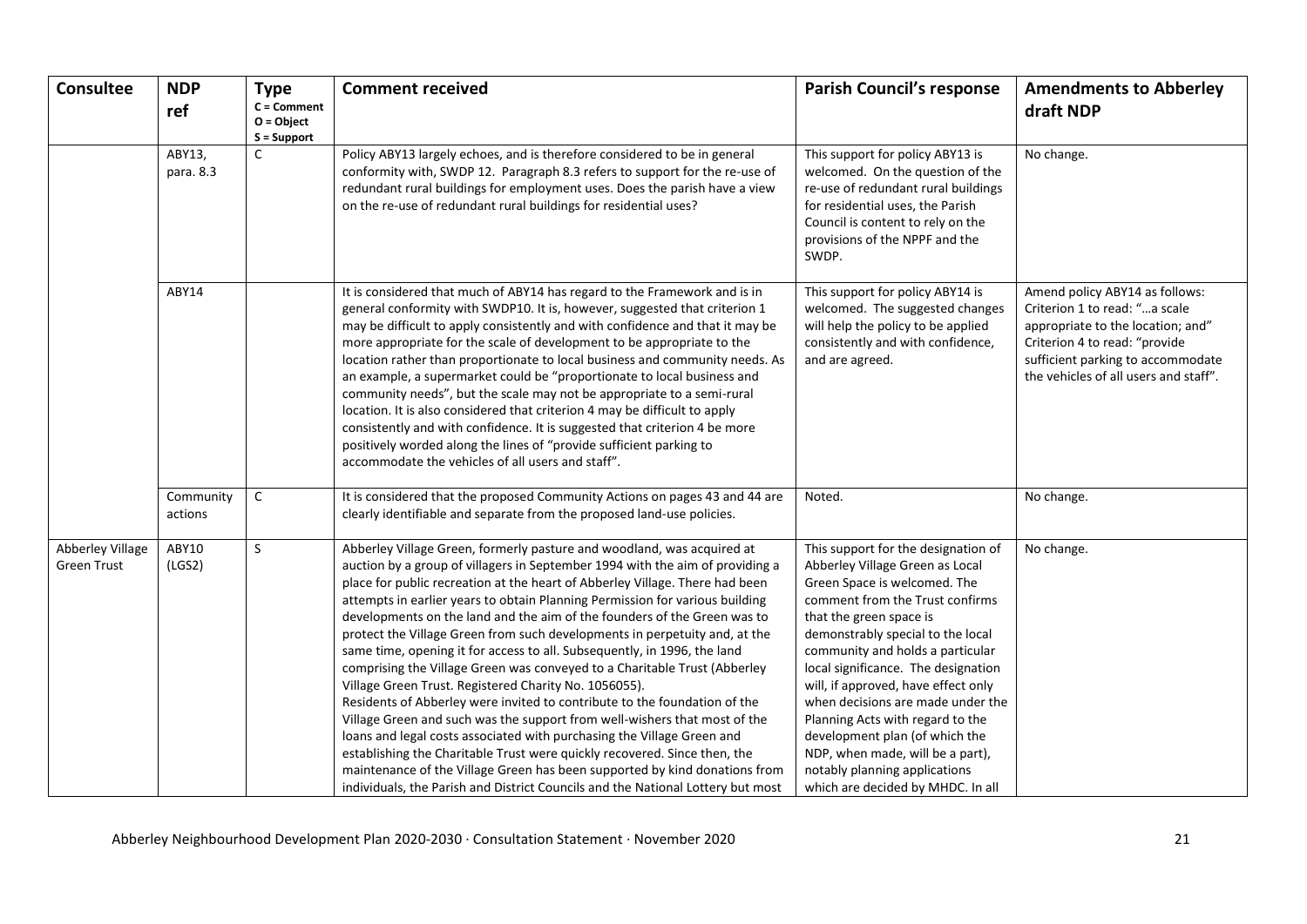| Consultee | NDP ref | Type<br>C = Comment<br>O = Object<br>S = Support | Comment received | Parish Council's response | Amendments to Abberley draft NDP |
|---|---|---|---|---|---|
| | ABY13, para. 8.3 | C | Policy ABY13 largely echoes, and is therefore considered to be in general conformity with, SWDP 12. Paragraph 8.3 refers to support for the re-use of redundant rural buildings for employment uses. Does the parish have a view on the re-use of redundant rural buildings for residential uses? | This support for policy ABY13 is welcomed. On the question of the re-use of redundant rural buildings for residential uses, the Parish Council is content to rely on the provisions of the NPPF and the SWDP. | No change. |
| | ABY14 | | It is considered that much of ABY14 has regard to the Framework and is in general conformity with SWDP10. It is, however, suggested that criterion 1 may be difficult to apply consistently and with confidence and that it may be more appropriate for the scale of development to be appropriate to the location rather than proportionate to local business and community needs. As an example, a supermarket could be "proportionate to local business and community needs", but the scale may not be appropriate to a semi-rural location. It is also considered that criterion 4 may be difficult to apply consistently and with confidence. It is suggested that criterion 4 be more positively worded along the lines of "provide sufficient parking to accommodate the vehicles of all users and staff". | This support for policy ABY14 is welcomed. The suggested changes will help the policy to be applied consistently and with confidence, and are agreed. | Amend policy ABY14 as follows: Criterion 1 to read: "…a scale appropriate to the location; and" Criterion 4 to read: "provide sufficient parking to accommodate the vehicles of all users and staff". |
| | Community actions | C | It is considered that the proposed Community Actions on pages 43 and 44 are clearly identifiable and separate from the proposed land-use policies. | Noted. | No change. |
| Abberley Village Green Trust | ABY10 (LGS2) | S | Abberley Village Green, formerly pasture and woodland, was acquired at auction by a group of villagers in September 1994 with the aim of providing a place for public recreation at the heart of Abberley Village. There had been attempts in earlier years to obtain Planning Permission for various building developments on the land and the aim of the founders of the Green was to protect the Village Green from such developments in perpetuity and, at the same time, opening it for access to all. Subsequently, in 1996, the land comprising the Village Green was conveyed to a Charitable Trust (Abberley Village Green Trust. Registered Charity No. 1056055).<br>Residents of Abberley were invited to contribute to the foundation of the Village Green and such was the support from well-wishers that most of the loans and legal costs associated with purchasing the Village Green and establishing the Charitable Trust were quickly recovered. Since then, the maintenance of the Village Green has been supported by kind donations from individuals, the Parish and District Councils and the National Lottery but most | This support for the designation of Abberley Village Green as Local Green Space is welcomed. The comment from the Trust confirms that the green space is demonstrably special to the local community and holds a particular local significance. The designation will, if approved, have effect only when decisions are made under the Planning Acts with regard to the development plan (of which the NDP, when made, will be a part), notably planning applications which are decided by MHDC. In all | No change. |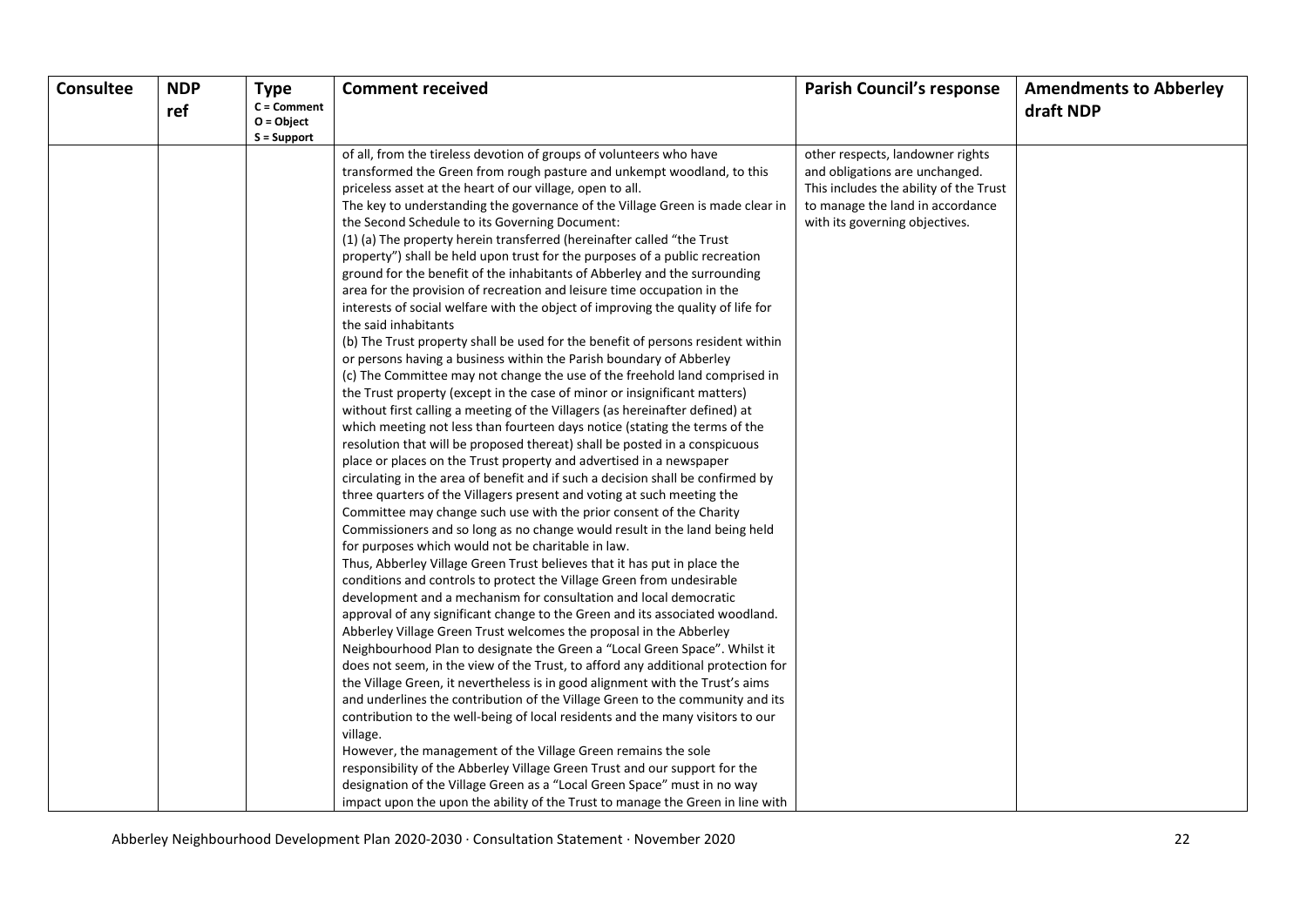| Consultee | NDP ref | Type<br>C = Comment<br>O = Object<br>S = Support | Comment received | Parish Council's response | Amendments to Abberley draft NDP |
|---|---|---|---|---|---|
| | | | of all, from the tireless devotion of groups of volunteers who have transformed the Green from rough pasture and unkempt woodland, to this priceless asset at the heart of our village, open to all.<br>The key to understanding the governance of the Village Green is made clear in the Second Schedule to its Governing Document:<br>(1) (a) The property herein transferred (hereinafter called "the Trust property") shall be held upon trust for the purposes of a public recreation ground for the benefit of the inhabitants of Abberley and the surrounding area for the provision of recreation and leisure time occupation in the interests of social welfare with the object of improving the quality of life for the said inhabitants<br>(b) The Trust property shall be used for the benefit of persons resident within or persons having a business within the Parish boundary of Abberley<br>(c) The Committee may not change the use of the freehold land comprised in the Trust property (except in the case of minor or insignificant matters) without first calling a meeting of the Villagers (as hereinafter defined) at which meeting not less than fourteen days notice (stating the terms of the resolution that will be proposed thereat) shall be posted in a conspicuous place or places on the Trust property and advertised in a newspaper circulating in the area of benefit and if such a decision shall be confirmed by three quarters of the Villagers present and voting at such meeting the Committee may change such use with the prior consent of the Charity Commissioners and so long as no change would result in the land being held for purposes which would not be charitable in law.<br>Thus, Abberley Village Green Trust believes that it has put in place the conditions and controls to protect the Village Green from undesirable development and a mechanism for consultation and local democratic approval of any significant change to the Green and its associated woodland.<br>Abberley Village Green Trust welcomes the proposal in the Abberley Neighbourhood Plan to designate the Green a "Local Green Space". Whilst it does not seem, in the view of the Trust, to afford any additional protection for the Village Green, it nevertheless is in good alignment with the Trust's aims and underlines the contribution of the Village Green to the community and its contribution to the well-being of local residents and the many visitors to our village.<br>However, the management of the Village Green remains the sole responsibility of the Abberley Village Green Trust and our support for the designation of the Village Green as a "Local Green Space" must in no way impact upon the upon the ability of the Trust to manage the Green in line with | other respects, landowner rights and obligations are unchanged. This includes the ability of the Trust to manage the land in accordance with its governing objectives. | |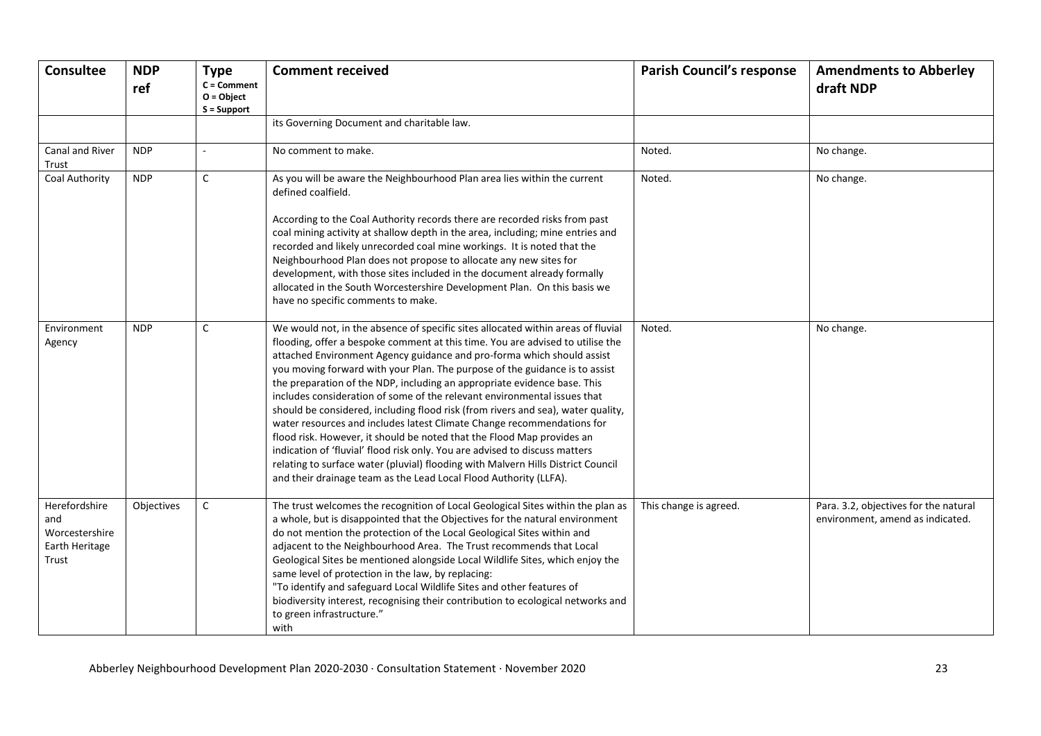| Consultee | NDP ref | Type<br>C = Comment<br>O = Object<br>S = Support | Comment received | Parish Council's response | Amendments to Abberley draft NDP |
|---|---|---|---|---|---|
| | | | its Governing Document and charitable law. | | |
| Canal and River Trust | NDP | - | No comment to make. | Noted. | No change. |
| Coal Authority | NDP | C | As you will be aware the Neighbourhood Plan area lies within the current defined coalfield.<br><br>According to the Coal Authority records there are recorded risks from past coal mining activity at shallow depth in the area, including; mine entries and recorded and likely unrecorded coal mine workings. It is noted that the Neighbourhood Plan does not propose to allocate any new sites for development, with those sites included in the document already formally allocated in the South Worcestershire Development Plan. On this basis we have no specific comments to make. | Noted. | No change. |
| Environment Agency | NDP | C | We would not, in the absence of specific sites allocated within areas of fluvial flooding, offer a bespoke comment at this time. You are advised to utilise the attached Environment Agency guidance and pro-forma which should assist you moving forward with your Plan. The purpose of the guidance is to assist the preparation of the NDP, including an appropriate evidence base. This includes consideration of some of the relevant environmental issues that should be considered, including flood risk (from rivers and sea), water quality, water resources and includes latest Climate Change recommendations for flood risk. However, it should be noted that the Flood Map provides an indication of 'fluvial' flood risk only. You are advised to discuss matters relating to surface water (pluvial) flooding with Malvern Hills District Council and their drainage team as the Lead Local Flood Authority (LLFA). | Noted. | No change. |
| Herefordshire and Worcestershire Earth Heritage Trust | Objectives | C | The trust welcomes the recognition of Local Geological Sites within the plan as a whole, but is disappointed that the Objectives for the natural environment do not mention the protection of the Local Geological Sites within and adjacent to the Neighbourhood Area. The Trust recommends that Local Geological Sites be mentioned alongside Local Wildlife Sites, which enjoy the same level of protection in the law, by replacing:<br>"To identify and safeguard Local Wildlife Sites and other features of biodiversity interest, recognising their contribution to ecological networks and to green infrastructure."<br>with | This change is agreed. | Para. 3.2, objectives for the natural environment, amend as indicated. |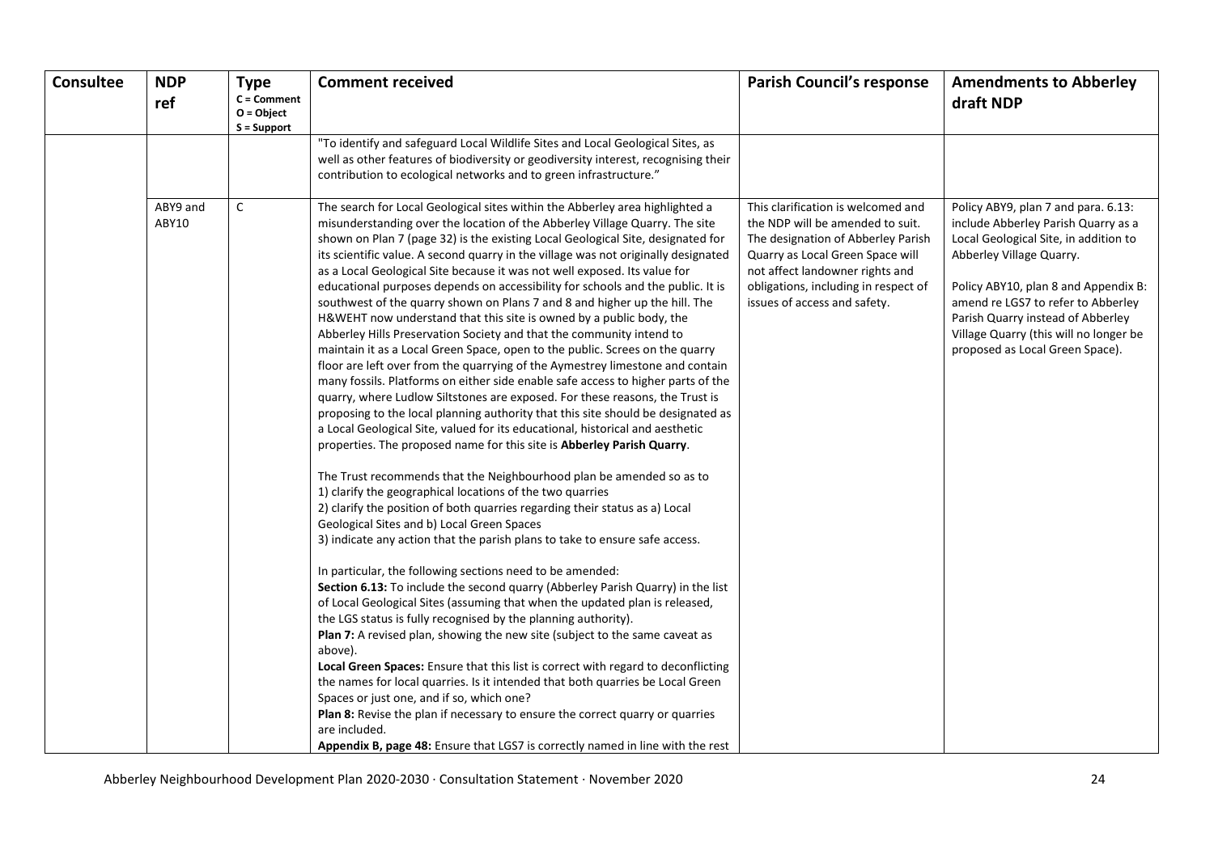| Consultee | NDP ref | Type<br>C = Comment<br>O = Object<br>S = Support | Comment received | Parish Council's response | Amendments to Abberley draft NDP |
|---|---|---|---|---|---|
| | | | "To identify and safeguard Local Wildlife Sites and Local Geological Sites, as well as other features of biodiversity or geodiversity interest, recognising their contribution to ecological networks and to green infrastructure." | | |
| | ABY9 and ABY10 | C | The search for Local Geological sites within the Abberley area highlighted a misunderstanding over the location of the Abberley Village Quarry. The site shown on Plan 7 (page 32) is the existing Local Geological Site, designated for its scientific value. A second quarry in the village was not originally designated as a Local Geological Site because it was not well exposed. Its value for educational purposes depends on accessibility for schools and the public. It is southwest of the quarry shown on Plans 7 and 8 and higher up the hill. The H&WEHT now understand that this site is owned by a public body, the Abberley Hills Preservation Society and that the community intend to maintain it as a Local Green Space, open to the public. Screes on the quarry floor are left over from the quarrying of the Aymestrey limestone and contain many fossils. Platforms on either side enable safe access to higher parts of the quarry, where Ludlow Siltstones are exposed. For these reasons, the Trust is proposing to the local planning authority that this site should be designated as a Local Geological Site, valued for its educational, historical and aesthetic properties. The proposed name for this site is **Abberley Parish Quarry**.<br><br>The Trust recommends that the Neighbourhood plan be amended so as to<br>1) clarify the geographical locations of the two quarries<br>2) clarify the position of both quarries regarding their status as a) Local Geological Sites and b) Local Green Spaces<br>3) indicate any action that the parish plans to take to ensure safe access.<br><br>In particular, the following sections need to be amended:<br>**Section 6.13:** To include the second quarry (Abberley Parish Quarry) in the list of Local Geological Sites (assuming that when the updated plan is released, the LGS status is fully recognised by the planning authority).<br>**Plan 7:** A revised plan, showing the new site (subject to the same caveat as above).<br>**Local Green Spaces:** Ensure that this list is correct with regard to deconflicting the names for local quarries. Is it intended that both quarries be Local Green Spaces or just one, and if so, which one?<br>**Plan 8:** Revise the plan if necessary to ensure the correct quarry or quarries are included.<br>**Appendix B, page 48:** Ensure that LGS7 is correctly named in line with the rest | This clarification is welcomed and the NDP will be amended to suit. The designation of Abberley Parish Quarry as Local Green Space will not affect landowner rights and obligations, including in respect of issues of access and safety. | Policy ABY9, plan 7 and para. 6.13: include Abberley Parish Quarry as a Local Geological Site, in addition to Abberley Village Quarry.<br><br>Policy ABY10, plan 8 and Appendix B: amend re LGS7 to refer to Abberley Parish Quarry instead of Abberley Village Quarry (this will no longer be proposed as Local Green Space). |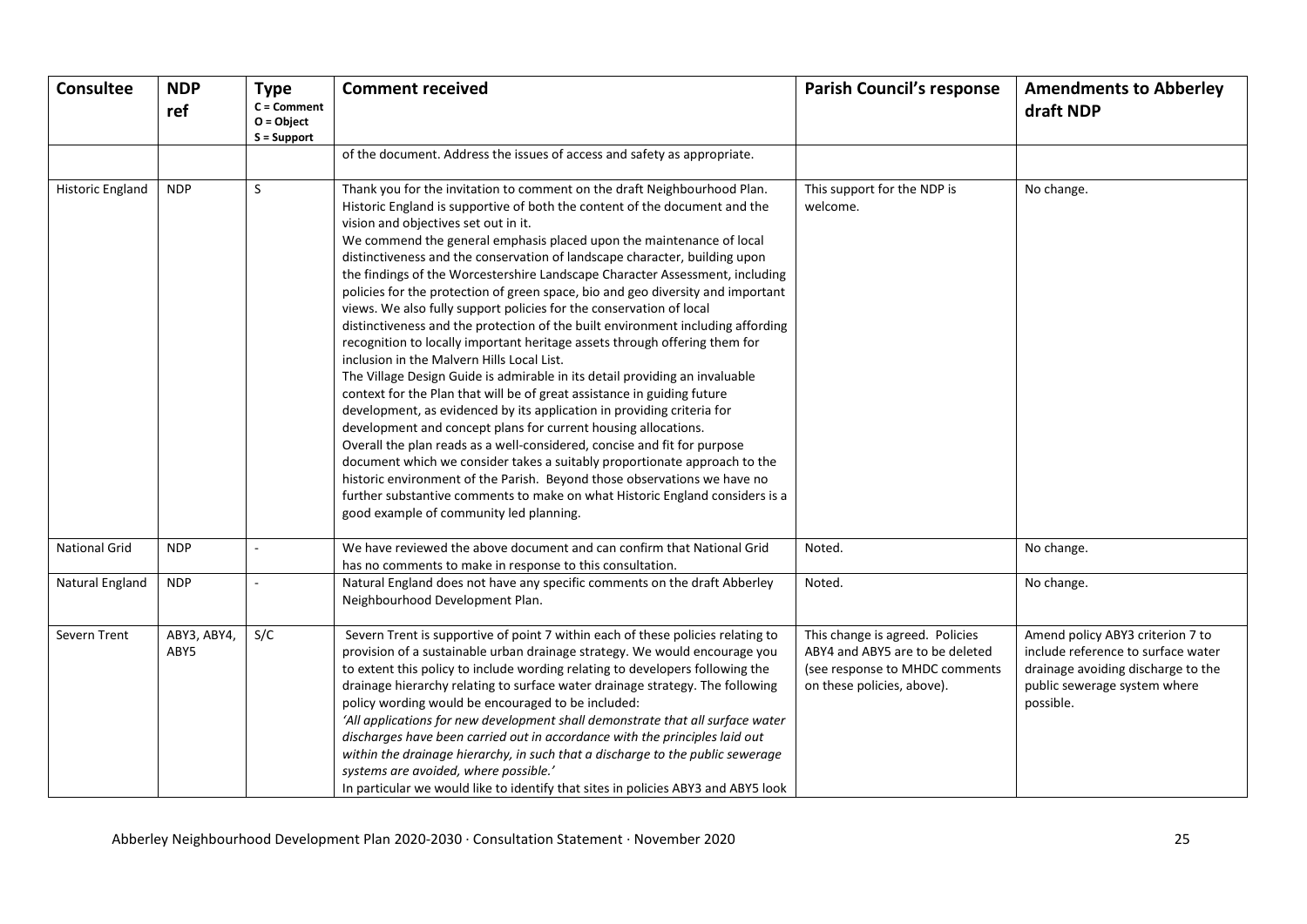| Consultee | NDP ref | Type<br>C = Comment<br>O = Object<br>S = Support | Comment received | Parish Council's response | Amendments to Abberley draft NDP |
|---|---|---|---|---|---|
| | | | of the document. Address the issues of access and safety as appropriate. | | |
| Historic England | NDP | S | Thank you for the invitation to comment on the draft Neighbourhood Plan. Historic England is supportive of both the content of the document and the vision and objectives set out in it.<br>We commend the general emphasis placed upon the maintenance of local distinctiveness and the conservation of landscape character, building upon the findings of the Worcestershire Landscape Character Assessment, including policies for the protection of green space, bio and geo diversity and important views. We also fully support policies for the conservation of local distinctiveness and the protection of the built environment including affording recognition to locally important heritage assets through offering them for inclusion in the Malvern Hills Local List.<br>The Village Design Guide is admirable in its detail providing an invaluable context for the Plan that will be of great assistance in guiding future development, as evidenced by its application in providing criteria for development and concept plans for current housing allocations.<br>Overall the plan reads as a well-considered, concise and fit for purpose document which we consider takes a suitably proportionate approach to the historic environment of the Parish. Beyond those observations we have no further substantive comments to make on what Historic England considers is a good example of community led planning. | This support for the NDP is welcome. | No change. |
| National Grid | NDP | - | We have reviewed the above document and can confirm that National Grid has no comments to make in response to this consultation. | Noted. | No change. |
| Natural England | NDP | - | Natural England does not have any specific comments on the draft Abberley Neighbourhood Development Plan. | Noted. | No change. |
| Severn Trent | ABY3, ABY4, ABY5 | S/C | Severn Trent is supportive of point 7 within each of these policies relating to provision of a sustainable urban drainage strategy. We would encourage you to extent this policy to include wording relating to developers following the drainage hierarchy relating to surface water drainage strategy. The following policy wording would be encouraged to be included:<br>*'All applications for new development shall demonstrate that all surface water discharges have been carried out in accordance with the principles laid out within the drainage hierarchy, in such that a discharge to the public sewerage systems are avoided, where possible.'*<br>In particular we would like to identify that sites in policies ABY3 and ABY5 look | This change is agreed. Policies ABY4 and ABY5 are to be deleted (see response to MHDC comments on these policies, above). | Amend policy ABY3 criterion 7 to include reference to surface water drainage avoiding discharge to the public sewerage system where possible. |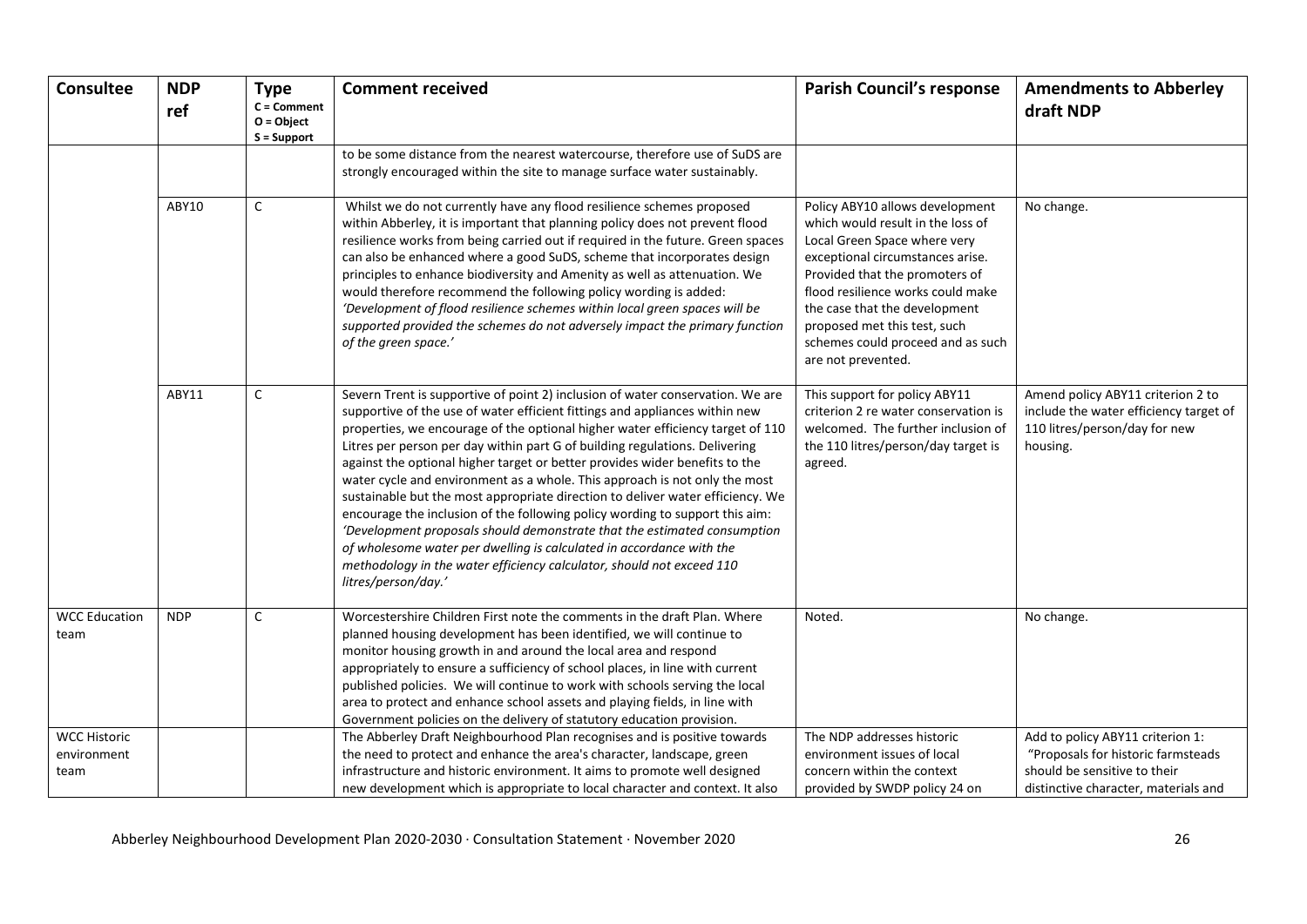| Consultee | NDP ref | Type C = Comment O = Object S = Support | Comment received | Parish Council's response | Amendments to Abberley draft NDP |
|---|---|---|---|---|---|
| | | | to be some distance from the nearest watercourse, therefore use of SuDS are strongly encouraged within the site to manage surface water sustainably. | | |
| | ABY10 | C | Whilst we do not currently have any flood resilience schemes proposed within Abberley, it is important that planning policy does not prevent flood resilience works from being carried out if required in the future. Green spaces can also be enhanced where a good SuDS, scheme that incorporates design principles to enhance biodiversity and Amenity as well as attenuation. We would therefore recommend the following policy wording is added: *'Development of flood resilience schemes within local green spaces will be supported provided the schemes do not adversely impact the primary function of the green space.'* | Policy ABY10 allows development which would result in the loss of Local Green Space where very exceptional circumstances arise. Provided that the promoters of flood resilience works could make the case that the development proposed met this test, such schemes could proceed and as such are not prevented. | No change. |
| | ABY11 | C | Severn Trent is supportive of point 2) inclusion of water conservation. We are supportive of the use of water efficient fittings and appliances within new properties, we encourage of the optional higher water efficiency target of 110 Litres per person per day within part G of building regulations. Delivering against the optional higher target or better provides wider benefits to the water cycle and environment as a whole. This approach is not only the most sustainable but the most appropriate direction to deliver water efficiency. We encourage the inclusion of the following policy wording to support this aim: *'Development proposals should demonstrate that the estimated consumption of wholesome water per dwelling is calculated in accordance with the methodology in the water efficiency calculator, should not exceed 110 litres/person/day.'* | This support for policy ABY11 criterion 2 re water conservation is welcomed. The further inclusion of the 110 litres/person/day target is agreed. | Amend policy ABY11 criterion 2 to include the water efficiency target of 110 litres/person/day for new housing. |
| WCC Education team | NDP | C | Worcestershire Children First note the comments in the draft Plan. Where planned housing development has been identified, we will continue to monitor housing growth in and around the local area and respond appropriately to ensure a sufficiency of school places, in line with current published policies. We will continue to work with schools serving the local area to protect and enhance school assets and playing fields, in line with Government policies on the delivery of statutory education provision. | Noted. | No change. |
| WCC Historic environment team | | | The Abberley Draft Neighbourhood Plan recognises and is positive towards the need to protect and enhance the area's character, landscape, green infrastructure and historic environment. It aims to promote well designed new development which is appropriate to local character and context. It also | The NDP addresses historic environment issues of local concern within the context provided by SWDP policy 24 on | Add to policy ABY11 criterion 1: "Proposals for historic farmsteads should be sensitive to their distinctive character, materials and |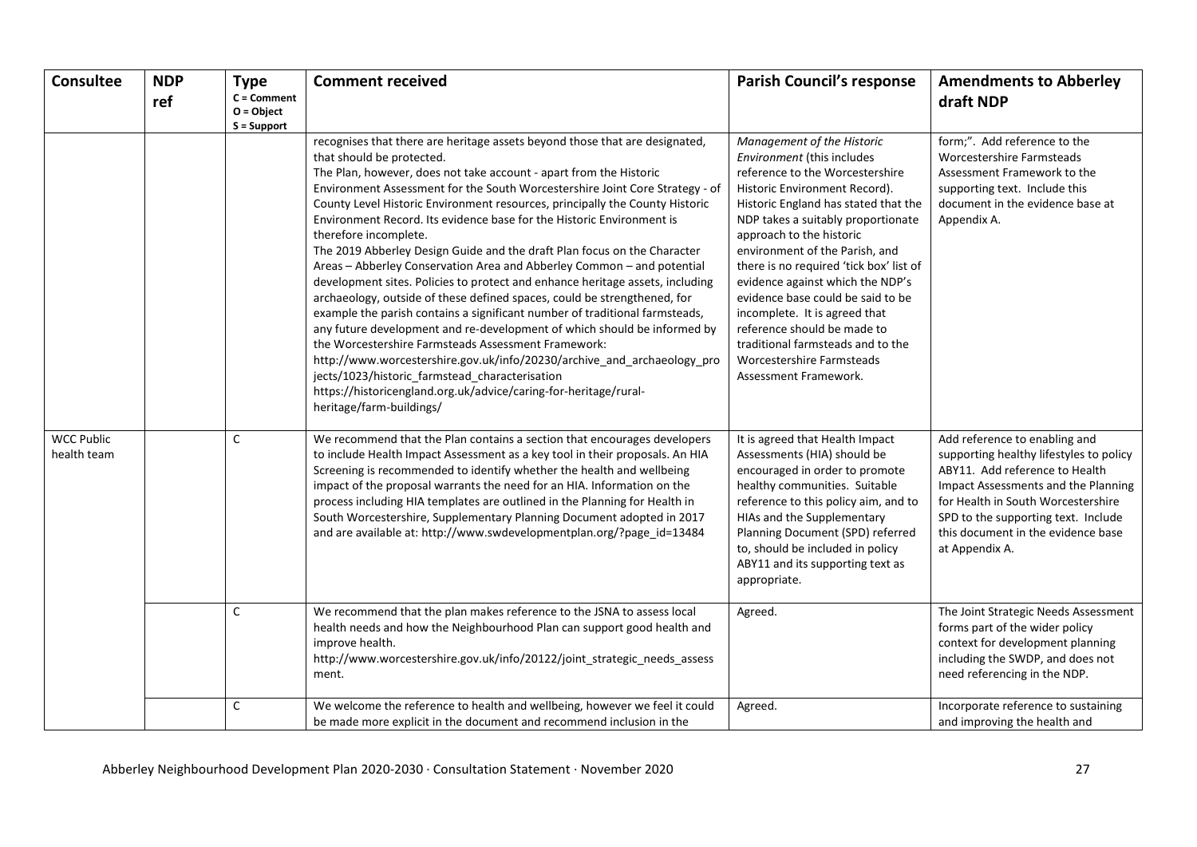| Consultee | NDP ref | Type C = Comment O = Object S = Support | Comment received | Parish Council's response | Amendments to Abberley draft NDP |
|---|---|---|---|---|---|
| | | | recognises that there are heritage assets beyond those that are designated, that should be protected. The Plan, however, does not take account - apart from the Historic Environment Assessment for the South Worcestershire Joint Core Strategy - of County Level Historic Environment resources, principally the County Historic Environment Record. Its evidence base for the Historic Environment is therefore incomplete. The 2019 Abberley Design Guide and the draft Plan focus on the Character Areas – Abberley Conservation Area and Abberley Common – and potential development sites. Policies to protect and enhance heritage assets, including archaeology, outside of these defined spaces, could be strengthened, for example the parish contains a significant number of traditional farmsteads, any future development and re-development of which should be informed by the Worcestershire Farmsteads Assessment Framework: http://www.worcestershire.gov.uk/info/20230/archive_and_archaeology_projects/1023/historic_farmstead_characterisation https://historicengland.org.uk/advice/caring-for-heritage/rural-heritage/farm-buildings/ | *Management of the Historic Environment* (this includes reference to the Worcestershire Historic Environment Record). Historic England has stated that the NDP takes a suitably proportionate approach to the historic environment of the Parish, and there is no required 'tick box' list of evidence against which the NDP's evidence base could be said to be incomplete. It is agreed that reference should be made to traditional farmsteads and to the Worcestershire Farmsteads Assessment Framework. | form;". Add reference to the Worcestershire Farmsteads Assessment Framework to the supporting text. Include this document in the evidence base at Appendix A. |
| WCC Public health team | | C | We recommend that the Plan contains a section that encourages developers to include Health Impact Assessment as a key tool in their proposals. An HIA Screening is recommended to identify whether the health and wellbeing impact of the proposal warrants the need for an HIA. Information on the process including HIA templates are outlined in the Planning for Health in South Worcestershire, Supplementary Planning Document adopted in 2017 and are available at: http://www.swdevelopmentplan.org/?page_id=13484 | It is agreed that Health Impact Assessments (HIA) should be encouraged in order to promote healthy communities. Suitable reference to this policy aim, and to HIAs and the Supplementary Planning Document (SPD) referred to, should be included in policy ABY11 and its supporting text as appropriate. | Add reference to enabling and supporting healthy lifestyles to policy ABY11. Add reference to Health Impact Assessments and the Planning for Health in South Worcestershire SPD to the supporting text. Include this document in the evidence base at Appendix A. |
| | | C | We recommend that the plan makes reference to the JSNA to assess local health needs and how the Neighbourhood Plan can support good health and improve health. http://www.worcestershire.gov.uk/info/20122/joint_strategic_needs_assessment. | Agreed. | The Joint Strategic Needs Assessment forms part of the wider policy context for development planning including the SWDP, and does not need referencing in the NDP. |
| | | C | We welcome the reference to health and wellbeing, however we feel it could be made more explicit in the document and recommend inclusion in the | Agreed. | Incorporate reference to sustaining and improving the health and |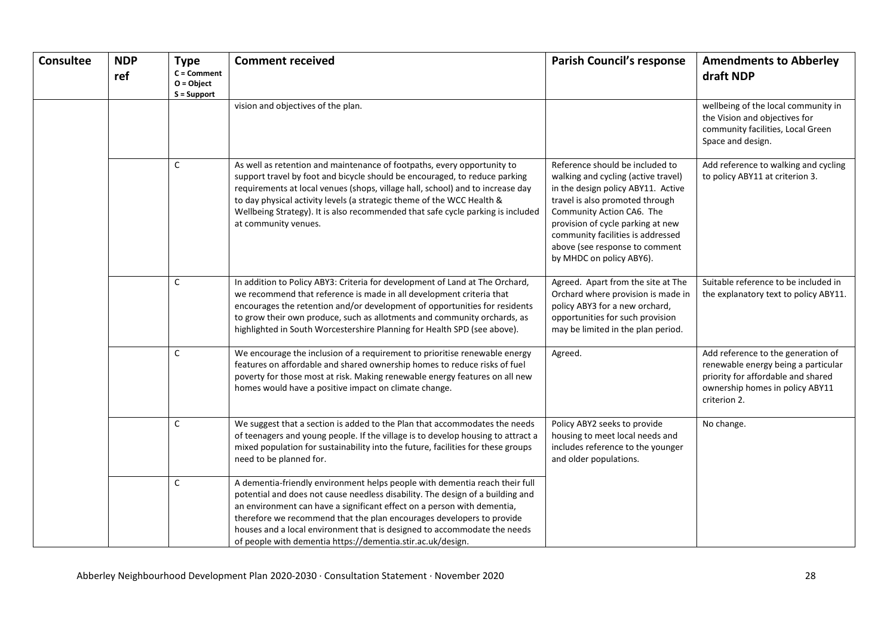| Consultee | NDP ref | Type C = Comment O = Object S = Support | Comment received | Parish Council's response | Amendments to Abberley draft NDP |
|---|---|---|---|---|---|
| | | | vision and objectives of the plan. | | wellbeing of the local community in the Vision and objectives for community facilities, Local Green Space and design. |
| | | C | As well as retention and maintenance of footpaths, every opportunity to support travel by foot and bicycle should be encouraged, to reduce parking requirements at local venues (shops, village hall, school) and to increase day to day physical activity levels (a strategic theme of the WCC Health & Wellbeing Strategy). It is also recommended that safe cycle parking is included at community venues. | Reference should be included to walking and cycling (active travel) in the design policy ABY11. Active travel is also promoted through Community Action CA6. The provision of cycle parking at new community facilities is addressed above (see response to comment by MHDC on policy ABY6). | Add reference to walking and cycling to policy ABY11 at criterion 3. |
| | | C | In addition to Policy ABY3: Criteria for development of Land at The Orchard, we recommend that reference is made in all development criteria that encourages the retention and/or development of opportunities for residents to grow their own produce, such as allotments and community orchards, as highlighted in South Worcestershire Planning for Health SPD (see above). | Agreed. Apart from the site at The Orchard where provision is made in policy ABY3 for a new orchard, opportunities for such provision may be limited in the plan period. | Suitable reference to be included in the explanatory text to policy ABY11. |
| | | C | We encourage the inclusion of a requirement to prioritise renewable energy features on affordable and shared ownership homes to reduce risks of fuel poverty for those most at risk. Making renewable energy features on all new homes would have a positive impact on climate change. | Agreed. | Add reference to the generation of renewable energy being a particular priority for affordable and shared ownership homes in policy ABY11 criterion 2. |
| | | C | We suggest that a section is added to the Plan that accommodates the needs of teenagers and young people. If the village is to develop housing to attract a mixed population for sustainability into the future, facilities for these groups need to be planned for. | Policy ABY2 seeks to provide housing to meet local needs and includes reference to the younger and older populations. | No change. |
| | | C | A dementia-friendly environment helps people with dementia reach their full potential and does not cause needless disability. The design of a building and an environment can have a significant effect on a person with dementia, therefore we recommend that the plan encourages developers to provide houses and a local environment that is designed to accommodate the needs of people with dementia https://dementia.stir.ac.uk/design. | | |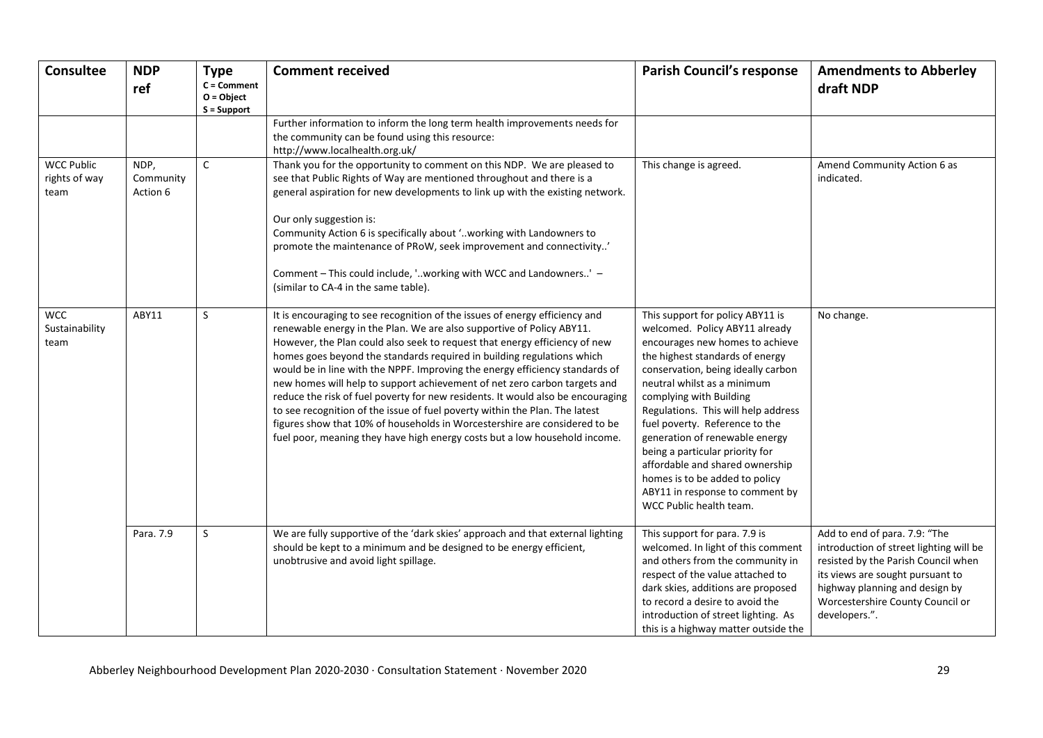| Consultee | NDP ref | Type C = Comment O = Object S = Support | Comment received | Parish Council's response | Amendments to Abberley draft NDP |
|---|---|---|---|---|---|
| | | | Further information to inform the long term health improvements needs for the community can be found using this resource: http://www.localhealth.org.uk/ | | |
| WCC Public rights of way team | NDP, Community Action 6 | C | Thank you for the opportunity to comment on this NDP. We are pleased to see that Public Rights of Way are mentioned throughout and there is a general aspiration for new developments to link up with the existing network.<br><br>Our only suggestion is:<br>Community Action 6 is specifically about '..working with Landowners to promote the maintenance of PRoW, seek improvement and connectivity..'<br><br>Comment – This could include, '..working with WCC and Landowners..' – (similar to CA-4 in the same table). | This change is agreed. | Amend Community Action 6 as indicated. |
| WCC Sustainability team | ABY11 | S | It is encouraging to see recognition of the issues of energy efficiency and renewable energy in the Plan. We are also supportive of Policy ABY11. However, the Plan could also seek to request that energy efficiency of new homes goes beyond the standards required in building regulations which would be in line with the NPPF. Improving the energy efficiency standards of new homes will help to support achievement of net zero carbon targets and reduce the risk of fuel poverty for new residents. It would also be encouraging to see recognition of the issue of fuel poverty within the Plan. The latest figures show that 10% of households in Worcestershire are considered to be fuel poor, meaning they have high energy costs but a low household income. | This support for policy ABY11 is welcomed. Policy ABY11 already encourages new homes to achieve the highest standards of energy conservation, being ideally carbon neutral whilst as a minimum complying with Building Regulations. This will help address fuel poverty. Reference to the generation of renewable energy being a particular priority for affordable and shared ownership homes is to be added to policy ABY11 in response to comment by WCC Public health team. | No change. |
| | Para. 7.9 | S | We are fully supportive of the 'dark skies' approach and that external lighting should be kept to a minimum and be designed to be energy efficient, unobtrusive and avoid light spillage. | This support for para. 7.9 is welcomed. In light of this comment and others from the community in respect of the value attached to dark skies, additions are proposed to record a desire to avoid the introduction of street lighting. As this is a highway matter outside the | Add to end of para. 7.9: "The introduction of street lighting will be resisted by the Parish Council when its views are sought pursuant to highway planning and design by Worcestershire County Council or developers.". |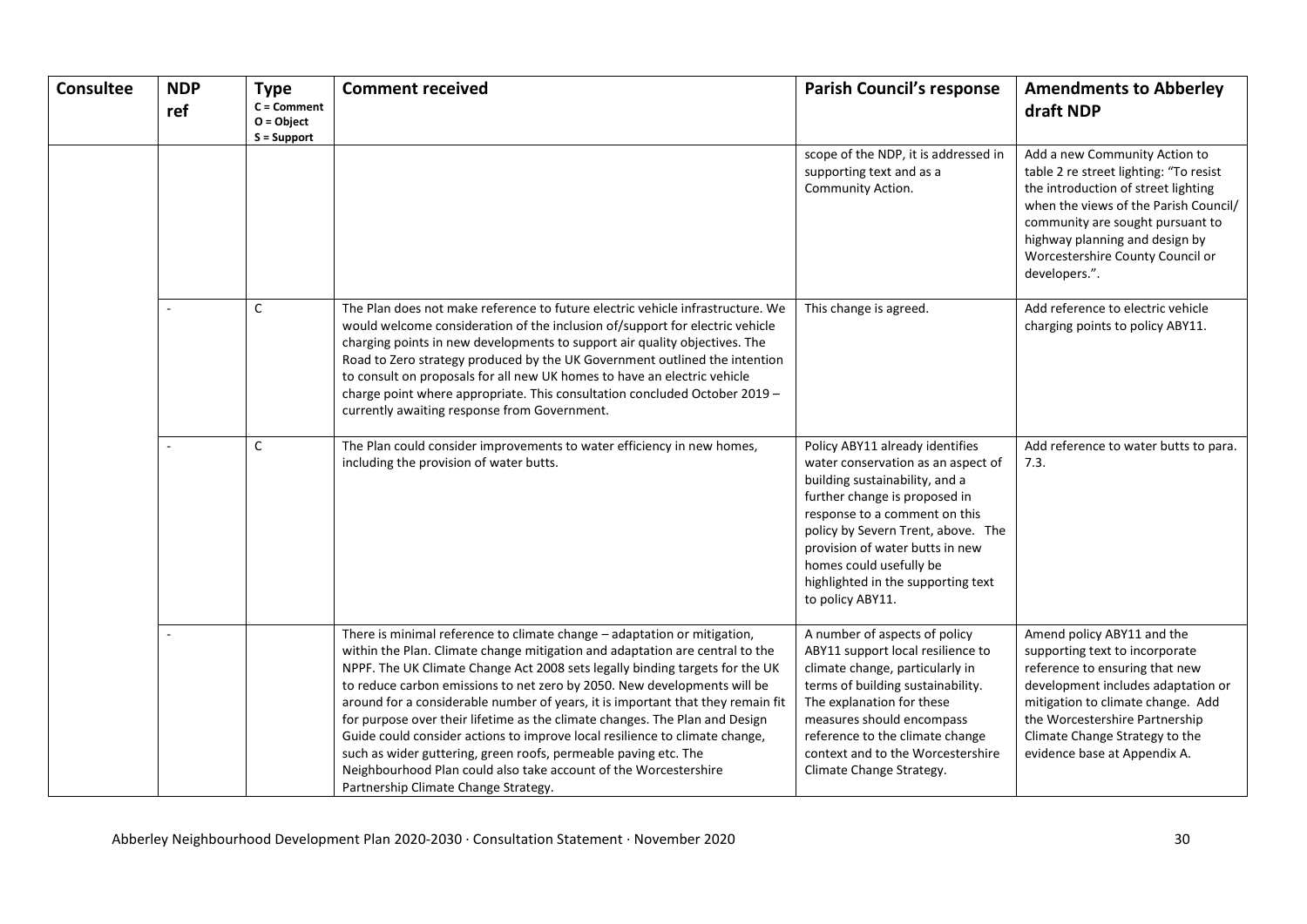| Consultee | NDP ref | Type<br>C = Comment<br>O = Object<br>S = Support | Comment received | Parish Council's response | Amendments to Abberley draft NDP |
|---|---|---|---|---|---|
| | | | | scope of the NDP, it is addressed in supporting text and as a Community Action. | Add a new Community Action to table 2 re street lighting: "To resist the introduction of street lighting when the views of the Parish Council/ community are sought pursuant to highway planning and design by Worcestershire County Council or developers.". |
| | - | C | The Plan does not make reference to future electric vehicle infrastructure. We would welcome consideration of the inclusion of/support for electric vehicle charging points in new developments to support air quality objectives. The Road to Zero strategy produced by the UK Government outlined the intention to consult on proposals for all new UK homes to have an electric vehicle charge point where appropriate. This consultation concluded October 2019 – currently awaiting response from Government. | This change is agreed. | Add reference to electric vehicle charging points to policy ABY11. |
| | - | C | The Plan could consider improvements to water efficiency in new homes, including the provision of water butts. | Policy ABY11 already identifies water conservation as an aspect of building sustainability, and a further change is proposed in response to a comment on this policy by Severn Trent, above. The provision of water butts in new homes could usefully be highlighted in the supporting text to policy ABY11. | Add reference to water butts to para. 7.3. |
| | - | | There is minimal reference to climate change – adaptation or mitigation, within the Plan. Climate change mitigation and adaptation are central to the NPPF. The UK Climate Change Act 2008 sets legally binding targets for the UK to reduce carbon emissions to net zero by 2050. New developments will be around for a considerable number of years, it is important that they remain fit for purpose over their lifetime as the climate changes. The Plan and Design Guide could consider actions to improve local resilience to climate change, such as wider guttering, green roofs, permeable paving etc. The Neighbourhood Plan could also take account of the Worcestershire Partnership Climate Change Strategy. | A number of aspects of policy ABY11 support local resilience to climate change, particularly in terms of building sustainability. The explanation for these measures should encompass reference to the climate change context and to the Worcestershire Climate Change Strategy. | Amend policy ABY11 and the supporting text to incorporate reference to ensuring that new development includes adaptation or mitigation to climate change. Add the Worcestershire Partnership Climate Change Strategy to the evidence base at Appendix A. |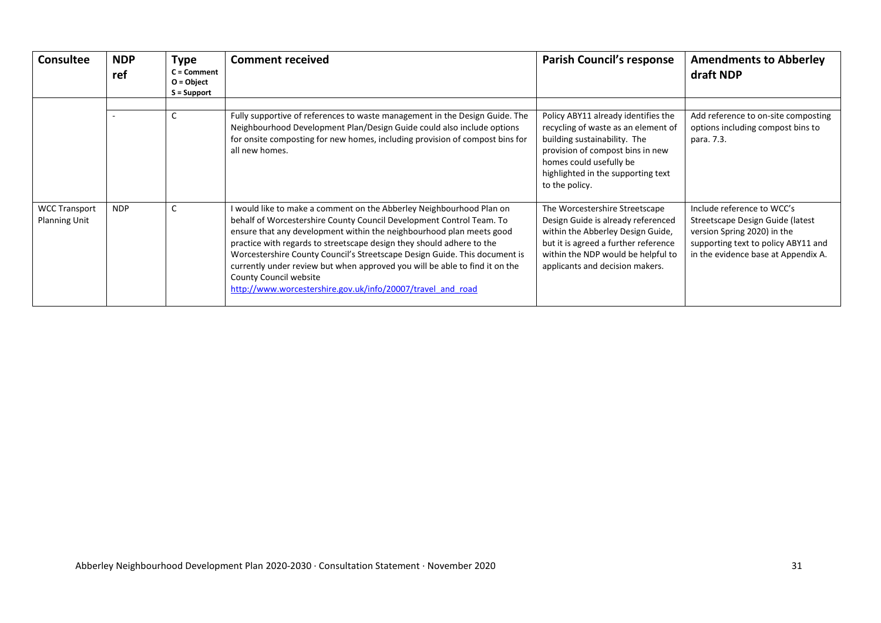| Consultee | NDP ref | Type C = Comment O = Object S = Support | Comment received | Parish Council's response | Amendments to Abberley draft NDP |
|---|---|---|---|---|---|
| | | | | | |
| | - | C | Fully supportive of references to waste management in the Design Guide. The Neighbourhood Development Plan/Design Guide could also include options for onsite composting for new homes, including provision of compost bins for all new homes. | Policy ABY11 already identifies the recycling of waste as an element of building sustainability. The provision of compost bins in new homes could usefully be highlighted in the supporting text to the policy. | Add reference to on-site composting options including compost bins to para. 7.3. |
| WCC Transport Planning Unit | NDP | C | I would like to make a comment on the Abberley Neighbourhood Plan on behalf of Worcestershire County Council Development Control Team. To ensure that any development within the neighbourhood plan meets good practice with regards to streetscape design they should adhere to the Worcestershire County Council's Streetscape Design Guide. This document is currently under review but when approved you will be able to find it on the County Council website http://www.worcestershire.gov.uk/info/20007/travel_and_road | The Worcestershire Streetscape Design Guide is already referenced within the Abberley Design Guide, but it is agreed a further reference within the NDP would be helpful to applicants and decision makers. | Include reference to WCC's Streetscape Design Guide (latest version Spring 2020) in the supporting text to policy ABY11 and in the evidence base at Appendix A. |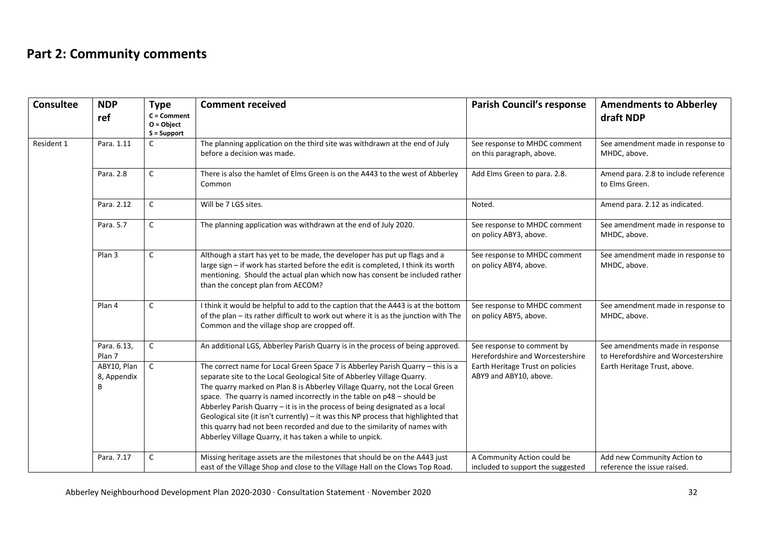## Part 2: Community comments

| Consultee | NDP ref | Type C = Comment O = Object S = Support | Comment received | Parish Council's response | Amendments to Abberley draft NDP |
|---|---|---|---|---|---|
| Resident 1 | Para. 1.11 | C | The planning application on the third site was withdrawn at the end of July before a decision was made. | See response to MHDC comment on this paragraph, above. | See amendment made in response to MHDC, above. |
| | Para. 2.8 | C | There is also the hamlet of Elms Green is on the A443 to the west of Abberley Common | Add Elms Green to para. 2.8. | Amend para. 2.8 to include reference to Elms Green. |
| | Para. 2.12 | C | Will be 7 LGS sites. | Noted. | Amend para. 2.12 as indicated. |
| | Para. 5.7 | C | The planning application was withdrawn at the end of July 2020. | See response to MHDC comment on policy ABY3, above. | See amendment made in response to MHDC, above. |
| | Plan 3 | C | Although a start has yet to be made, the developer has put up flags and a large sign – if work has started before the edit is completed, I think its worth mentioning. Should the actual plan which now has consent be included rather than the concept plan from AECOM? | See response to MHDC comment on policy ABY4, above. | See amendment made in response to MHDC, above. |
| | Plan 4 | C | I think it would be helpful to add to the caption that the A443 is at the bottom of the plan – its rather difficult to work out where it is as the junction with The Common and the village shop are cropped off. | See response to MHDC comment on policy ABY5, above. | See amendment made in response to MHDC, above. |
| | Para. 6.13, Plan 7 | C | An additional LGS, Abberley Parish Quarry is in the process of being approved. | See response to comment by Herefordshire and Worcestershire Earth Heritage Trust on policies ABY9 and ABY10, above. | See amendments made in response to Herefordshire and Worcestershire Earth Heritage Trust, above. |
| | ABY10, Plan 8, Appendix B | C | The correct name for Local Green Space 7 is Abberley Parish Quarry – this is a separate site to the Local Geological Site of Abberley Village Quarry. The quarry marked on Plan 8 is Abberley Village Quarry, not the Local Green space. The quarry is named incorrectly in the table on p48 – should be Abberley Parish Quarry – it is in the process of being designated as a local Geological site (it isn't currently) – it was this NP process that highlighted that this quarry had not been recorded and due to the similarity of names with Abberley Village Quarry, it has taken a while to unpick. | | |
| | Para. 7.17 | C | Missing heritage assets are the milestones that should be on the A443 just east of the Village Shop and close to the Village Hall on the Clows Top Road. | A Community Action could be included to support the suggested | Add new Community Action to reference the issue raised. |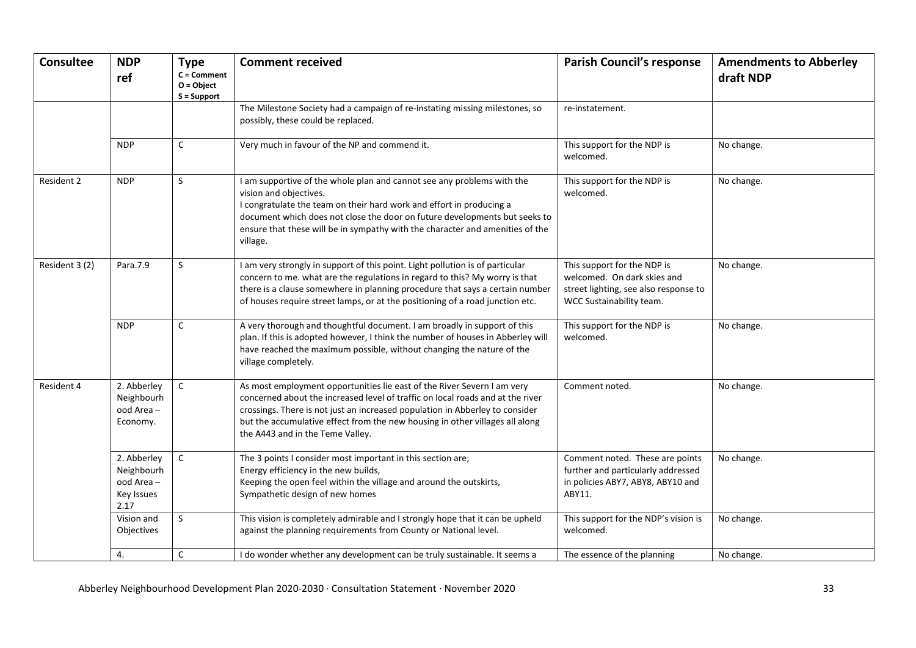| Consultee | NDP ref | Type C = Comment O = Object S = Support | Comment received | Parish Council's response | Amendments to Abberley draft NDP |
|---|---|---|---|---|---|
| | | | The Milestone Society had a campaign of re-instating missing milestones, so possibly, these could be replaced. | re-instatement. | |
| | NDP | C | Very much in favour of the NP and commend it. | This support for the NDP is welcomed. | No change. |
| Resident 2 | NDP | S | I am supportive of the whole plan and cannot see any problems with the vision and objectives. I congratulate the team on their hard work and effort in producing a document which does not close the door on future developments but seeks to ensure that these will be in sympathy with the character and amenities of the village. | This support for the NDP is welcomed. | No change. |
| Resident 3 (2) | Para.7.9 | S | I am very strongly in support of this point. Light pollution is of particular concern to me. what are the regulations in regard to this? My worry is that there is a clause somewhere in planning procedure that says a certain number of houses require street lamps, or at the positioning of a road junction etc. | This support for the NDP is welcomed. On dark skies and street lighting, see also response to WCC Sustainability team. | No change. |
| | NDP | C | A very thorough and thoughtful document. I am broadly in support of this plan. If this is adopted however, I think the number of houses in Abberley will have reached the maximum possible, without changing the nature of the village completely. | This support for the NDP is welcomed. | No change. |
| Resident 4 | 2. Abberley Neighbourhood Area – Economy. | C | As most employment opportunities lie east of the River Severn I am very concerned about the increased level of traffic on local roads and at the river crossings. There is not just an increased population in Abberley to consider but the accumulative effect from the new housing in other villages all along the A443 and in the Teme Valley. | Comment noted. | No change. |
| | 2. Abberley Neighbourhood Area – Key Issues 2.17 | C | The 3 points I consider most important in this section are; Energy efficiency in the new builds, Keeping the open feel within the village and around the outskirts, Sympathetic design of new homes | Comment noted. These are points further and particularly addressed in policies ABY7, ABY8, ABY10 and ABY11. | No change. |
| | Vision and Objectives | S | This vision is completely admirable and I strongly hope that it can be upheld against the planning requirements from County or National level. | This support for the NDP's vision is welcomed. | No change. |
| | 4. | C | I do wonder whether any development can be truly sustainable. It seems a | The essence of the planning | No change. |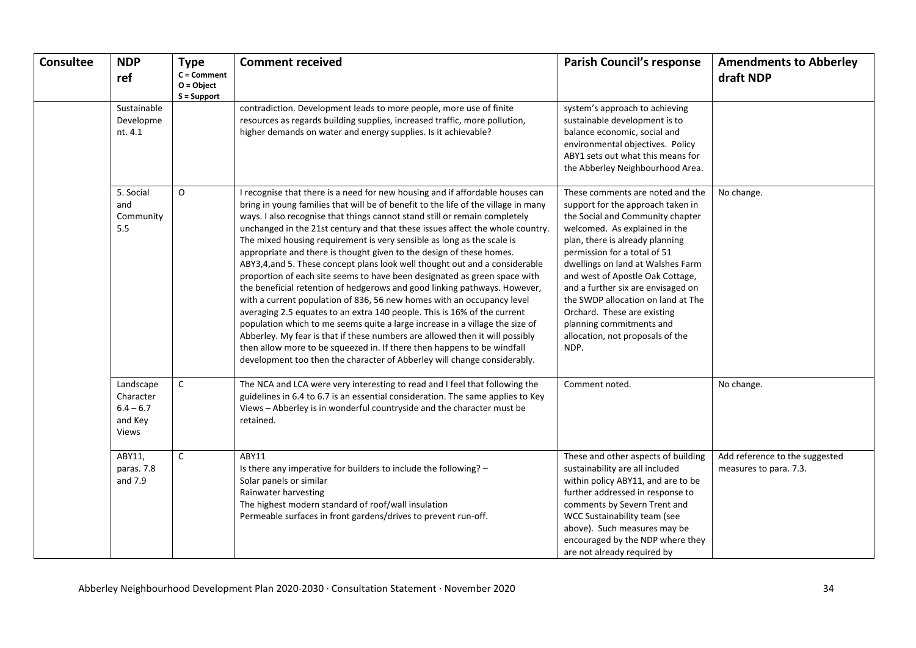| Consultee | NDP ref | Type C = Comment O = Object S = Support | Comment received | Parish Council's response | Amendments to Abberley draft NDP |
|---|---|---|---|---|---|
| | Sustainable Development. 4.1 | | contradiction. Development leads to more people, more use of finite resources as regards building supplies, increased traffic, more pollution, higher demands on water and energy supplies. Is it achievable? | system's approach to achieving sustainable development is to balance economic, social and environmental objectives. Policy ABY1 sets out what this means for the Abberley Neighbourhood Area. | |
| | 5. Social and Community 5.5 | O | I recognise that there is a need for new housing and if affordable houses can bring in young families that will be of benefit to the life of the village in many ways. I also recognise that things cannot stand still or remain completely unchanged in the 21st century and that these issues affect the whole country. The mixed housing requirement is very sensible as long as the scale is appropriate and there is thought given to the design of these homes. ABY3,4,and 5. These concept plans look well thought out and a considerable proportion of each site seems to have been designated as green space with the beneficial retention of hedgerows and good linking pathways. However, with a current population of 836, 56 new homes with an occupancy level averaging 2.5 equates to an extra 140 people. This is 16% of the current population which to me seems quite a large increase in a village the size of Abberley. My fear is that if these numbers are allowed then it will possibly then allow more to be squeezed in. If there then happens to be windfall development too then the character of Abberley will change considerably. | These comments are noted and the support for the approach taken in the Social and Community chapter welcomed. As explained in the plan, there is already planning permission for a total of 51 dwellings on land at Walshes Farm and west of Apostle Oak Cottage, and a further six are envisaged on the SWDP allocation on land at The Orchard. These are existing planning commitments and allocation, not proposals of the NDP. | No change. |
| | Landscape Character 6.4 – 6.7 and Key Views | C | The NCA and LCA were very interesting to read and I feel that following the guidelines in 6.4 to 6.7 is an essential consideration. The same applies to Key Views – Abberley is in wonderful countryside and the character must be retained. | Comment noted. | No change. |
| | ABY11, paras. 7.8 and 7.9 | C | ABY11<br>Is there any imperative for builders to include the following? –<br>Solar panels or similar<br>Rainwater harvesting<br>The highest modern standard of roof/wall insulation<br>Permeable surfaces in front gardens/drives to prevent run-off. | These and other aspects of building sustainability are all included within policy ABY11, and are to be further addressed in response to comments by Severn Trent and WCC Sustainability team (see above). Such measures may be encouraged by the NDP where they are not already required by | Add reference to the suggested measures to para. 7.3. |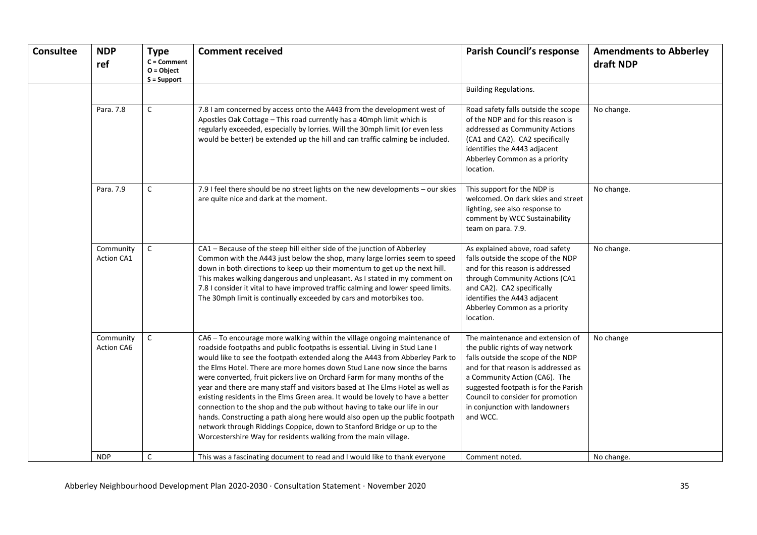| Consultee | NDP ref | Type<br>C = Comment<br>O = Object<br>S = Support | Comment received | Parish Council's response | Amendments to Abberley draft NDP |
|---|---|---|---|---|---|
| | | | | Building Regulations. | |
| | Para. 7.8 | C | 7.8 I am concerned by access onto the A443 from the development west of Apostles Oak Cottage – This road currently has a 40mph limit which is regularly exceeded, especially by lorries. Will the 30mph limit (or even less would be better) be extended up the hill and can traffic calming be included. | Road safety falls outside the scope of the NDP and for this reason is addressed as Community Actions (CA1 and CA2). CA2 specifically identifies the A443 adjacent Abberley Common as a priority location. | No change. |
| | Para. 7.9 | C | 7.9 I feel there should be no street lights on the new developments – our skies are quite nice and dark at the moment. | This support for the NDP is welcomed. On dark skies and street lighting, see also response to comment by WCC Sustainability team on para. 7.9. | No change. |
| | Community Action CA1 | C | CA1 – Because of the steep hill either side of the junction of Abberley Common with the A443 just below the shop, many large lorries seem to speed down in both directions to keep up their momentum to get up the next hill. This makes walking dangerous and unpleasant. As I stated in my comment on 7.8 I consider it vital to have improved traffic calming and lower speed limits. The 30mph limit is continually exceeded by cars and motorbikes too. | As explained above, road safety falls outside the scope of the NDP and for this reason is addressed through Community Actions (CA1 and CA2). CA2 specifically identifies the A443 adjacent Abberley Common as a priority location. | No change. |
| | Community Action CA6 | C | CA6 – To encourage more walking within the village ongoing maintenance of roadside footpaths and public footpaths is essential. Living in Stud Lane I would like to see the footpath extended along the A443 from Abberley Park to the Elms Hotel. There are more homes down Stud Lane now since the barns were converted, fruit pickers live on Orchard Farm for many months of the year and there are many staff and visitors based at The Elms Hotel as well as existing residents in the Elms Green area. It would be lovely to have a better connection to the shop and the pub without having to take our life in our hands. Constructing a path along here would also open up the public footpath network through Riddings Coppice, down to Stanford Bridge or up to the Worcestershire Way for residents walking from the main village. | The maintenance and extension of the public rights of way network falls outside the scope of the NDP and for that reason is addressed as a Community Action (CA6). The suggested footpath is for the Parish Council to consider for promotion in conjunction with landowners and WCC. | No change |
| | NDP | C | This was a fascinating document to read and I would like to thank everyone | Comment noted. | No change. |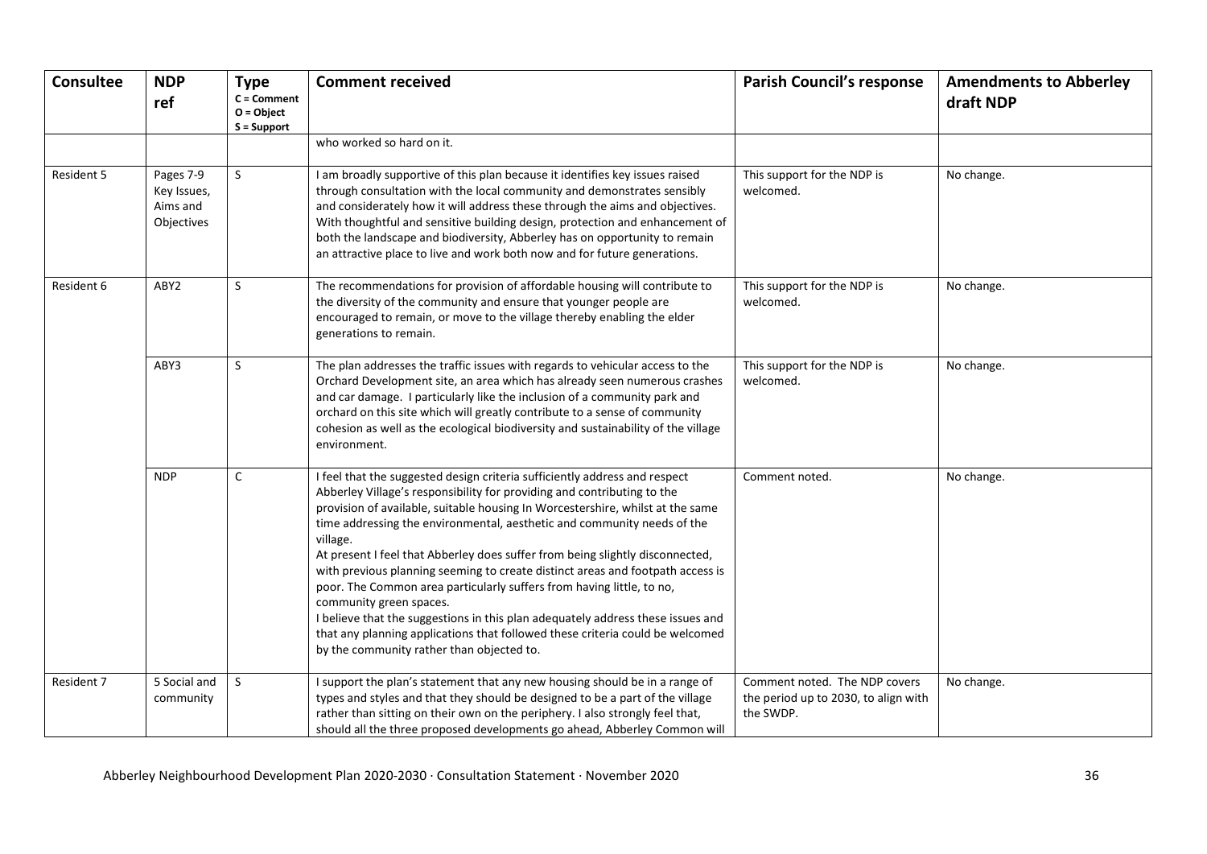| Consultee | NDP ref | Type C = Comment O = Object S = Support | Comment received | Parish Council's response | Amendments to Abberley draft NDP |
|---|---|---|---|---|---|
| | | | who worked so hard on it. | | |
| Resident 5 | Pages 7-9 Key Issues, Aims and Objectives | S | I am broadly supportive of this plan because it identifies key issues raised through consultation with the local community and demonstrates sensibly and considerately how it will address these through the aims and objectives. With thoughtful and sensitive building design, protection and enhancement of both the landscape and biodiversity, Abberley has on opportunity to remain an attractive place to live and work both now and for future generations. | This support for the NDP is welcomed. | No change. |
| Resident 6 | ABY2 | S | The recommendations for provision of affordable housing will contribute to the diversity of the community and ensure that younger people are encouraged to remain, or move to the village thereby enabling the elder generations to remain. | This support for the NDP is welcomed. | No change. |
| | ABY3 | S | The plan addresses the traffic issues with regards to vehicular access to the Orchard Development site, an area which has already seen numerous crashes and car damage. I particularly like the inclusion of a community park and orchard on this site which will greatly contribute to a sense of community cohesion as well as the ecological biodiversity and sustainability of the village environment. | This support for the NDP is welcomed. | No change. |
| | NDP | C | I feel that the suggested design criteria sufficiently address and respect Abberley Village's responsibility for providing and contributing to the provision of available, suitable housing In Worcestershire, whilst at the same time addressing the environmental, aesthetic and community needs of the village.<br>At present I feel that Abberley does suffer from being slightly disconnected, with previous planning seeming to create distinct areas and footpath access is poor. The Common area particularly suffers from having little, to no, community green spaces.<br>I believe that the suggestions in this plan adequately address these issues and that any planning applications that followed these criteria could be welcomed by the community rather than objected to. | Comment noted. | No change. |
| Resident 7 | 5 Social and community | S | I support the plan's statement that any new housing should be in a range of types and styles and that they should be designed to be a part of the village rather than sitting on their own on the periphery. I also strongly feel that, should all the three proposed developments go ahead, Abberley Common will | Comment noted. The NDP covers the period up to 2030, to align with the SWDP. | No change. |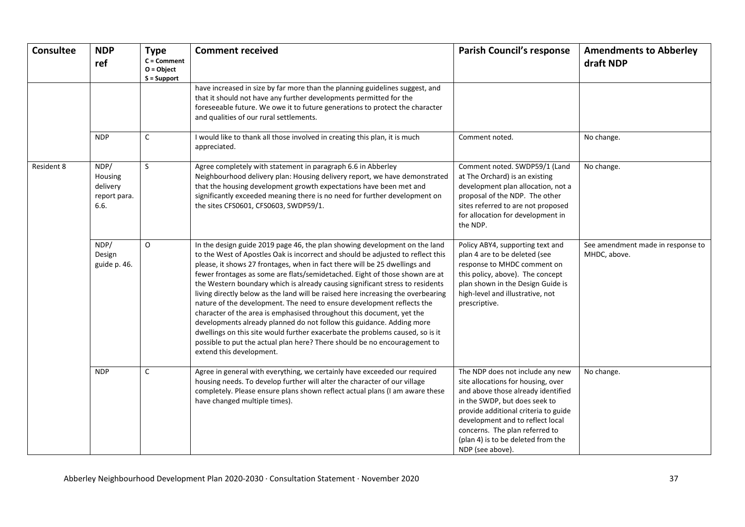| Consultee | NDP ref | Type<br>C = Comment<br>O = Object<br>S = Support | Comment received | Parish Council's response | Amendments to Abberley draft NDP |
|---|---|---|---|---|---|
| | | | have increased in size by far more than the planning guidelines suggest, and that it should not have any further developments permitted for the foreseeable future. We owe it to future generations to protect the character and qualities of our rural settlements. | | |
| | NDP | C | I would like to thank all those involved in creating this plan, it is much appreciated. | Comment noted. | No change. |
| Resident 8 | NDP/ Housing delivery report para. 6.6. | S | Agree completely with statement in paragraph 6.6 in Abberley Neighbourhood delivery plan: Housing delivery report, we have demonstrated that the housing development growth expectations have been met and significantly exceeded meaning there is no need for further development on the sites CFS0601, CFS0603, SWDP59/1. | Comment noted. SWDP59/1 (Land at The Orchard) is an existing development plan allocation, not a proposal of the NDP. The other sites referred to are not proposed for allocation for development in the NDP. | No change. |
| | NDP/ Design guide p. 46. | O | In the design guide 2019 page 46, the plan showing development on the land to the West of Apostles Oak is incorrect and should be adjusted to reflect this please, it shows 27 frontages, when in fact there will be 25 dwellings and fewer frontages as some are flats/semidetached. Eight of those shown are at the Western boundary which is already causing significant stress to residents living directly below as the land will be raised here increasing the overbearing nature of the development. The need to ensure development reflects the character of the area is emphasised throughout this document, yet the developments already planned do not follow this guidance. Adding more dwellings on this site would further exacerbate the problems caused, so is it possible to put the actual plan here? There should be no encouragement to extend this development. | Policy ABY4, supporting text and plan 4 are to be deleted (see response to MHDC comment on this policy, above). The concept plan shown in the Design Guide is high-level and illustrative, not prescriptive. | See amendment made in response to MHDC, above. |
| | NDP | C | Agree in general with everything, we certainly have exceeded our required housing needs. To develop further will alter the character of our village completely. Please ensure plans shown reflect actual plans (I am aware these have changed multiple times). | The NDP does not include any new site allocations for housing, over and above those already identified in the SWDP, but does seek to provide additional criteria to guide development and to reflect local concerns. The plan referred to (plan 4) is to be deleted from the NDP (see above). | No change. |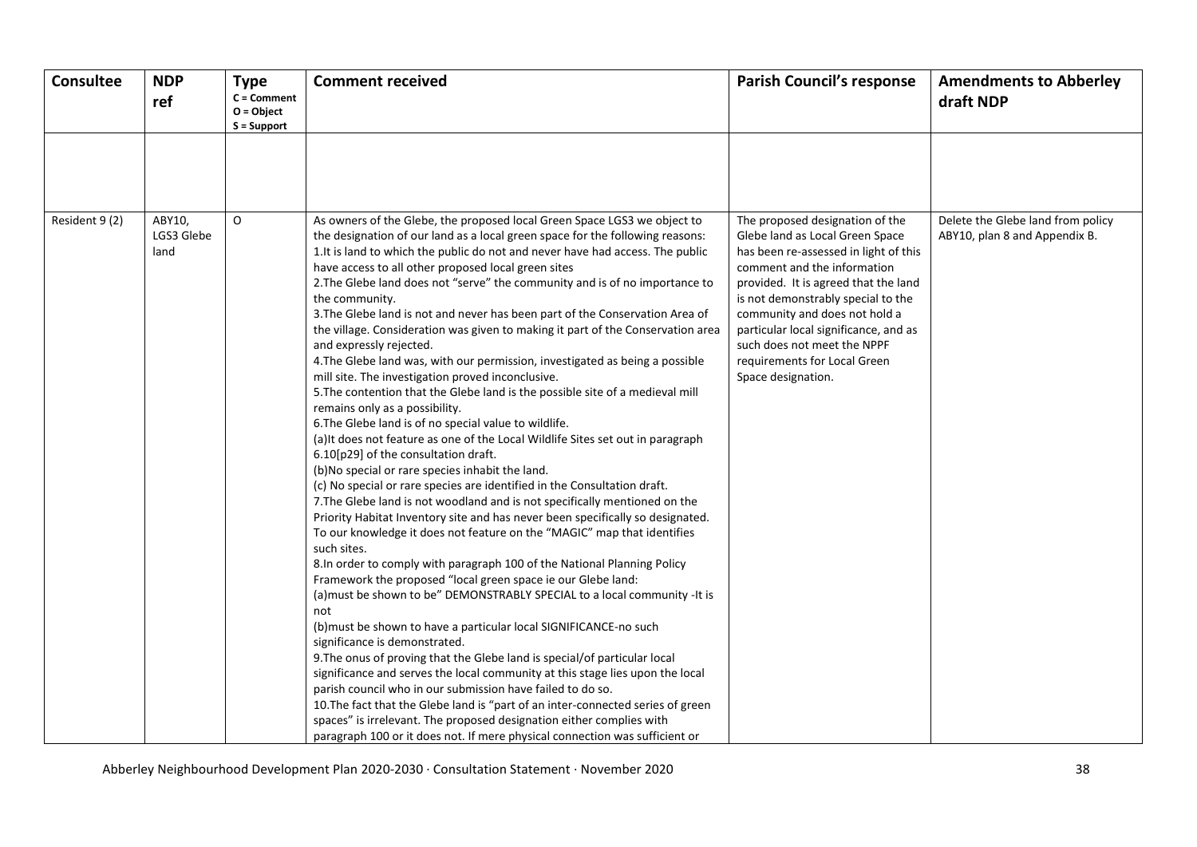| Consultee | NDP ref | Type C = Comment O = Object S = Support | Comment received | Parish Council's response | Amendments to Abberley draft NDP |
|---|---|---|---|---|---|
| | | | | | |
| Resident 9 (2) | ABY10, LGS3 Glebe land | O | As owners of the Glebe, the proposed local Green Space LGS3 we object to the designation of our land as a local green space for the following reasons:<br>1.It is land to which the public do not and never have had access. The public have access to all other proposed local green sites<br>2.The Glebe land does not "serve" the community and is of no importance to the community.<br>3.The Glebe land is not and never has been part of the Conservation Area of the village. Consideration was given to making it part of the Conservation area and expressly rejected.<br>4.The Glebe land was, with our permission, investigated as being a possible mill site. The investigation proved inconclusive.<br>5.The contention that the Glebe land is the possible site of a medieval mill remains only as a possibility.<br>6.The Glebe land is of no special value to wildlife.<br>(a)It does not feature as one of the Local Wildlife Sites set out in paragraph 6.10[p29] of the consultation draft.<br>(b)No special or rare species inhabit the land.<br>(c) No special or rare species are identified in the Consultation draft.<br>7.The Glebe land is not woodland and is not specifically mentioned on the Priority Habitat Inventory site and has never been specifically so designated. To our knowledge it does not feature on the "MAGIC" map that identifies such sites.<br>8.In order to comply with paragraph 100 of the National Planning Policy Framework the proposed "local green space ie our Glebe land:<br>(a)must be shown to be" DEMONSTRABLY SPECIAL to a local community -It is not<br>(b)must be shown to have a particular local SIGNIFICANCE-no such significance is demonstrated.<br>9.The onus of proving that the Glebe land is special/of particular local significance and serves the local community at this stage lies upon the local parish council who in our submission have failed to do so.<br>10.The fact that the Glebe land is "part of an inter-connected series of green spaces" is irrelevant. The proposed designation either complies with paragraph 100 or it does not. If mere physical connection was sufficient or | The proposed designation of the Glebe land as Local Green Space has been re-assessed in light of this comment and the information provided. It is agreed that the land is not demonstrably special to the community and does not hold a particular local significance, and as such does not meet the NPPF requirements for Local Green Space designation. | Delete the Glebe land from policy ABY10, plan 8 and Appendix B. |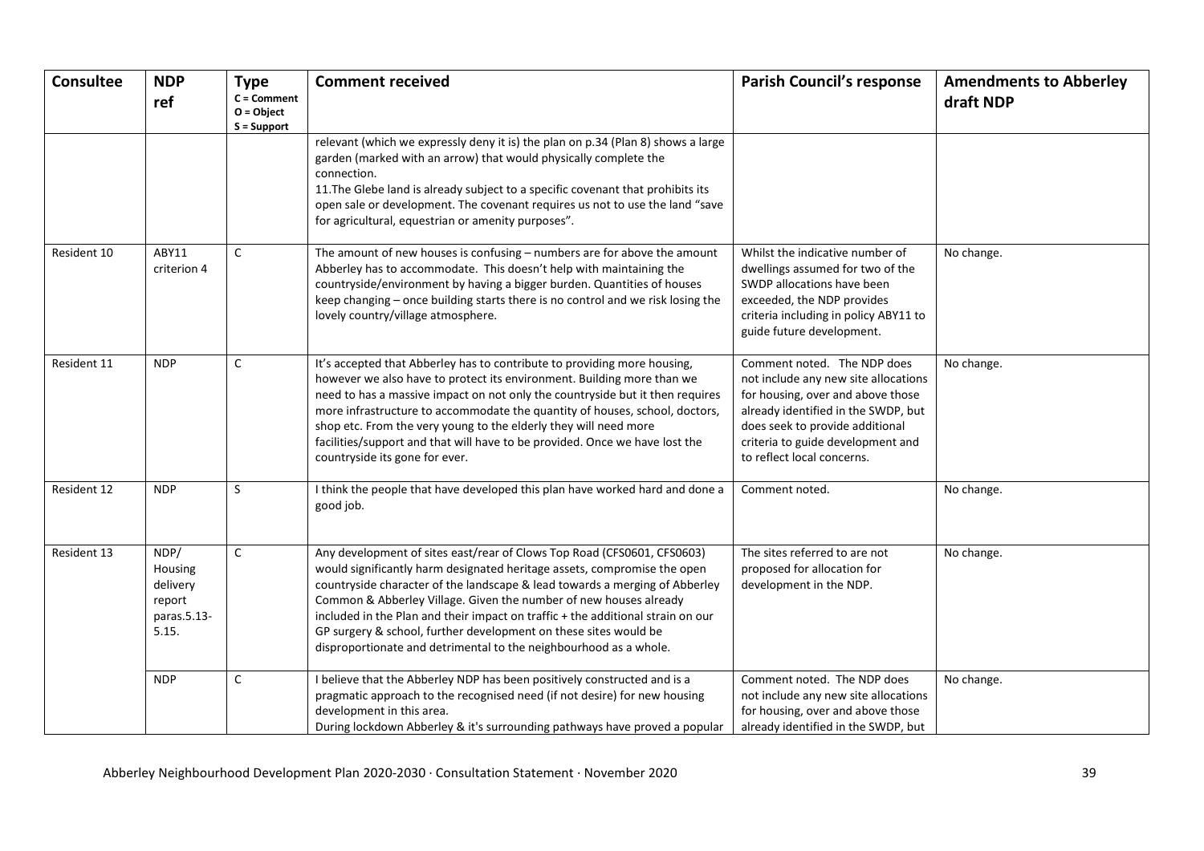| Consultee | NDP ref | Type C = Comment O = Object S = Support | Comment received | Parish Council's response | Amendments to Abberley draft NDP |
|---|---|---|---|---|---|
| | | | relevant (which we expressly deny it is) the plan on p.34 (Plan 8) shows a large garden (marked with an arrow) that would physically complete the connection.<br>11.The Glebe land is already subject to a specific covenant that prohibits its open sale or development. The covenant requires us not to use the land "save for agricultural, equestrian or amenity purposes". | | |
| Resident 10 | ABY11 criterion 4 | C | The amount of new houses is confusing – numbers are for above the amount Abberley has to accommodate. This doesn't help with maintaining the countryside/environment by having a bigger burden. Quantities of houses keep changing – once building starts there is no control and we risk losing the lovely country/village atmosphere. | Whilst the indicative number of dwellings assumed for two of the SWDP allocations have been exceeded, the NDP provides criteria including in policy ABY11 to guide future development. | No change. |
| Resident 11 | NDP | C | It's accepted that Abberley has to contribute to providing more housing, however we also have to protect its environment. Building more than we need to has a massive impact on not only the countryside but it then requires more infrastructure to accommodate the quantity of houses, school, doctors, shop etc. From the very young to the elderly they will need more facilities/support and that will have to be provided. Once we have lost the countryside its gone for ever. | Comment noted. The NDP does not include any new site allocations for housing, over and above those already identified in the SWDP, but does seek to provide additional criteria to guide development and to reflect local concerns. | No change. |
| Resident 12 | NDP | S | I think the people that have developed this plan have worked hard and done a good job. | Comment noted. | No change. |
| Resident 13 | NDP/ Housing delivery report paras.5.13-5.15. | C | Any development of sites east/rear of Clows Top Road (CFS0601, CFS0603) would significantly harm designated heritage assets, compromise the open countryside character of the landscape & lead towards a merging of Abberley Common & Abberley Village. Given the number of new houses already included in the Plan and their impact on traffic + the additional strain on our GP surgery & school, further development on these sites would be disproportionate and detrimental to the neighbourhood as a whole. | The sites referred to are not proposed for allocation for development in the NDP. | No change. |
| | NDP | C | I believe that the Abberley NDP has been positively constructed and is a pragmatic approach to the recognised need (if not desire) for new housing development in this area.<br>During lockdown Abberley & it's surrounding pathways have proved a popular | Comment noted. The NDP does not include any new site allocations for housing, over and above those already identified in the SWDP, but | No change. |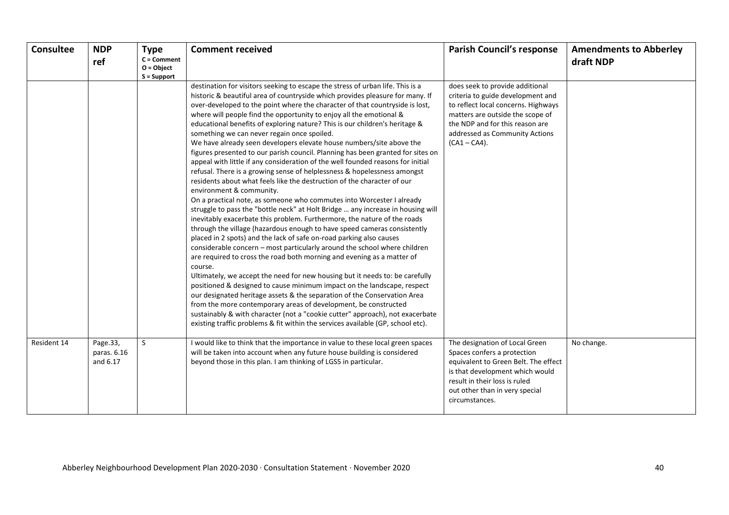| Consultee | NDP ref | Type C = Comment O = Object S = Support | Comment received | Parish Council's response | Amendments to Abberley draft NDP |
|---|---|---|---|---|---|
| | | | destination for visitors seeking to escape the stress of urban life. This is a historic & beautiful area of countryside which provides pleasure for many. If over-developed to the point where the character of that countryside is lost, where will people find the opportunity to enjoy all the emotional & educational benefits of exploring nature? This is our children's heritage & something we can never regain once spoiled.<br>We have already seen developers elevate house numbers/site above the figures presented to our parish council. Planning has been granted for sites on appeal with little if any consideration of the well founded reasons for initial refusal. There is a growing sense of helplessness & hopelessness amongst residents about what feels like the destruction of the character of our environment & community.<br>On a practical note, as someone who commutes into Worcester I already struggle to pass the "bottle neck" at Holt Bridge … any increase in housing will inevitably exacerbate this problem. Furthermore, the nature of the roads through the village (hazardous enough to have speed cameras consistently placed in 2 spots) and the lack of safe on-road parking also causes considerable concern – most particularly around the school where children are required to cross the road both morning and evening as a matter of course.<br>Ultimately, we accept the need for new housing but it needs to: be carefully positioned & designed to cause minimum impact on the landscape, respect our designated heritage assets & the separation of the Conservation Area from the more contemporary areas of development, be constructed sustainably & with character (not a "cookie cutter" approach), not exacerbate existing traffic problems & fit within the services available (GP, school etc). | does seek to provide additional criteria to guide development and to reflect local concerns. Highways matters are outside the scope of the NDP and for this reason are addressed as Community Actions (CA1 – CA4). | |
| Resident 14 | Page.33, paras. 6.16 and 6.17 | S | I would like to think that the importance in value to these local green spaces will be taken into account when any future house building is considered beyond those in this plan. I am thinking of LGS5 in particular. | The designation of Local Green Spaces confers a protection equivalent to Green Belt. The effect is that development which would result in their loss is ruled out other than in very special circumstances. | No change. |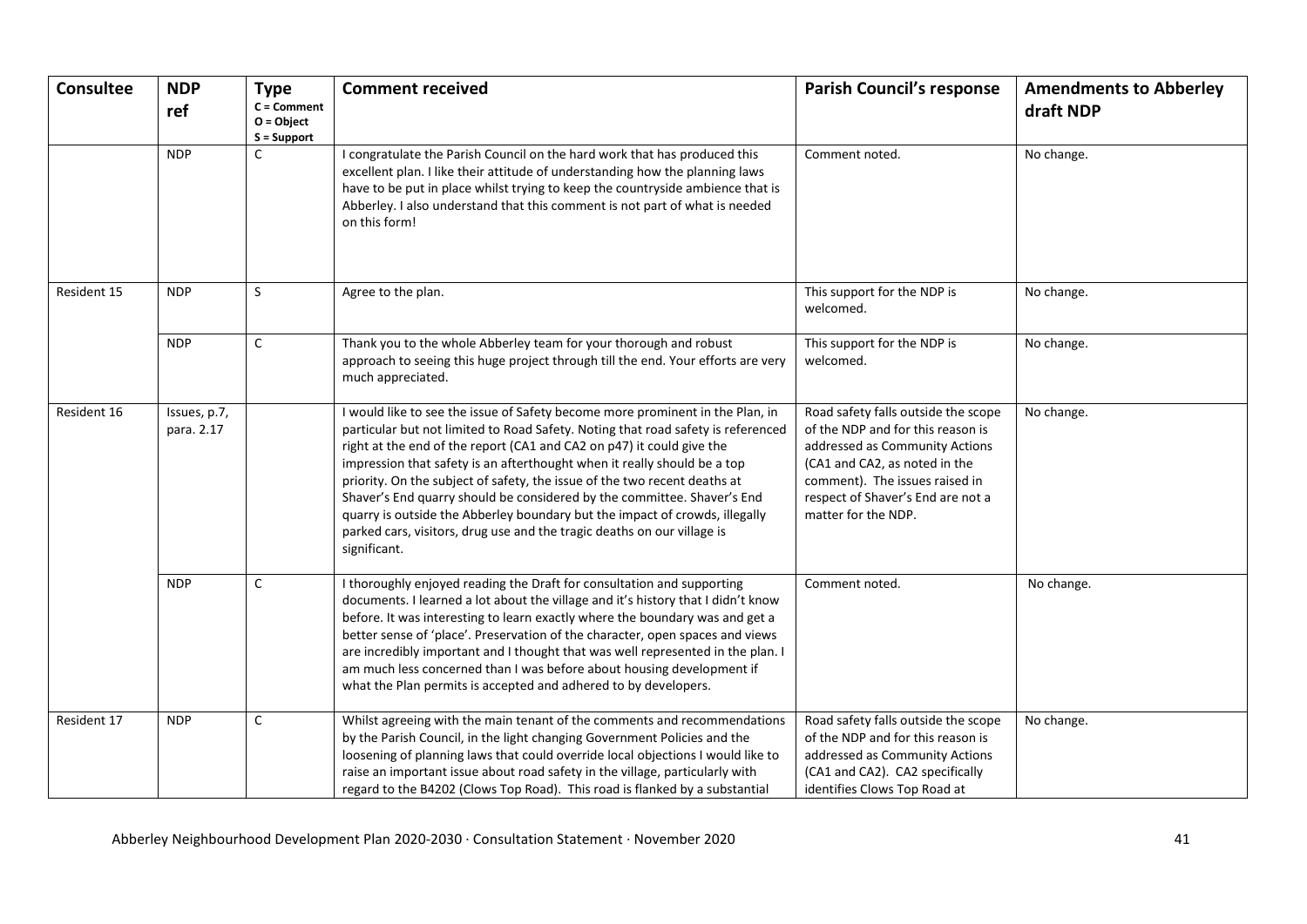| Consultee | NDP ref | Type C = Comment O = Object S = Support | Comment received | Parish Council's response | Amendments to Abberley draft NDP |
|---|---|---|---|---|---|
| | NDP | C | I congratulate the Parish Council on the hard work that has produced this excellent plan. I like their attitude of understanding how the planning laws have to be put in place whilst trying to keep the countryside ambience that is Abberley. I also understand that this comment is not part of what is needed on this form! | Comment noted. | No change. |
| Resident 15 | NDP | S | Agree to the plan. | This support for the NDP is welcomed. | No change. |
| | NDP | C | Thank you to the whole Abberley team for your thorough and robust approach to seeing this huge project through till the end. Your efforts are very much appreciated. | This support for the NDP is welcomed. | No change. |
| Resident 16 | Issues, p.7, para. 2.17 | | I would like to see the issue of Safety become more prominent in the Plan, in particular but not limited to Road Safety. Noting that road safety is referenced right at the end of the report (CA1 and CA2 on p47) it could give the impression that safety is an afterthought when it really should be a top priority. On the subject of safety, the issue of the two recent deaths at Shaver's End quarry should be considered by the committee. Shaver's End quarry is outside the Abberley boundary but the impact of crowds, illegally parked cars, visitors, drug use and the tragic deaths on our village is significant. | Road safety falls outside the scope of the NDP and for this reason is addressed as Community Actions (CA1 and CA2, as noted in the comment). The issues raised in respect of Shaver's End are not a matter for the NDP. | No change. |
| | NDP | C | I thoroughly enjoyed reading the Draft for consultation and supporting documents. I learned a lot about the village and it's history that I didn't know before. It was interesting to learn exactly where the boundary was and get a better sense of 'place'. Preservation of the character, open spaces and views are incredibly important and I thought that was well represented in the plan. I am much less concerned than I was before about housing development if what the Plan permits is accepted and adhered to by developers. | Comment noted. | No change. |
| Resident 17 | NDP | C | Whilst agreeing with the main tenant of the comments and recommendations by the Parish Council, in the light changing Government Policies and the loosening of planning laws that could override local objections I would like to raise an important issue about road safety in the village, particularly with regard to the B4202 (Clows Top Road). This road is flanked by a substantial | Road safety falls outside the scope of the NDP and for this reason is addressed as Community Actions (CA1 and CA2). CA2 specifically identifies Clows Top Road at | No change. |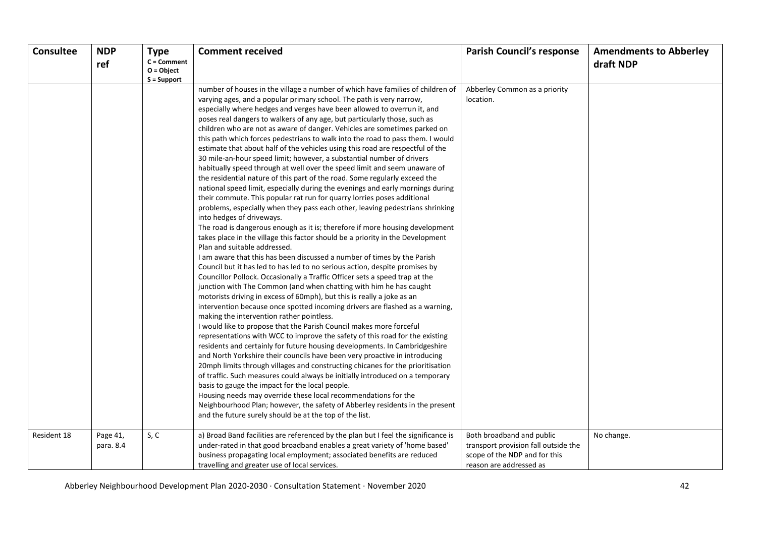| Consultee | NDP ref | Type C = Comment O = Object S = Support | Comment received | Parish Council's response | Amendments to Abberley draft NDP |
|---|---|---|---|---|---|
| | | | number of houses in the village a number of which have families of children of varying ages, and a popular primary school. The path is very narrow, especially where hedges and verges have been allowed to overrun it, and poses real dangers to walkers of any age, but particularly those, such as children who are not as aware of danger. Vehicles are sometimes parked on this path which forces pedestrians to walk into the road to pass them. I would estimate that about half of the vehicles using this road are respectful of the 30 mile-an-hour speed limit; however, a substantial number of drivers habitually speed through at well over the speed limit and seem unaware of the residential nature of this part of the road. Some regularly exceed the national speed limit, especially during the evenings and early mornings during their commute. This popular rat run for quarry lorries poses additional problems, especially when they pass each other, leaving pedestrians shrinking into hedges of driveways.<br>The road is dangerous enough as it is; therefore if more housing development takes place in the village this factor should be a priority in the Development Plan and suitable addressed.<br>I am aware that this has been discussed a number of times by the Parish Council but it has led to has led to no serious action, despite promises by Councillor Pollock. Occasionally a Traffic Officer sets a speed trap at the junction with The Common (and when chatting with him he has caught motorists driving in excess of 60mph), but this is really a joke as an intervention because once spotted incoming drivers are flashed as a warning, making the intervention rather pointless.<br>I would like to propose that the Parish Council makes more forceful representations with WCC to improve the safety of this road for the existing residents and certainly for future housing developments. In Cambridgeshire and North Yorkshire their councils have been very proactive in introducing 20mph limits through villages and constructing chicanes for the prioritisation of traffic. Such measures could always be initially introduced on a temporary basis to gauge the impact for the local people.<br>Housing needs may override these local recommendations for the Neighbourhood Plan; however, the safety of Abberley residents in the present and the future surely should be at the top of the list. | Abberley Common as a priority location. | |
| Resident 18 | Page 41, para. 8.4 | S, C | a) Broad Band facilities are referenced by the plan but I feel the significance is under-rated in that good broadband enables a great variety of 'home based' business propagating local employment; associated benefits are reduced travelling and greater use of local services. | Both broadband and public transport provision fall outside the scope of the NDP and for this reason are addressed as | No change. |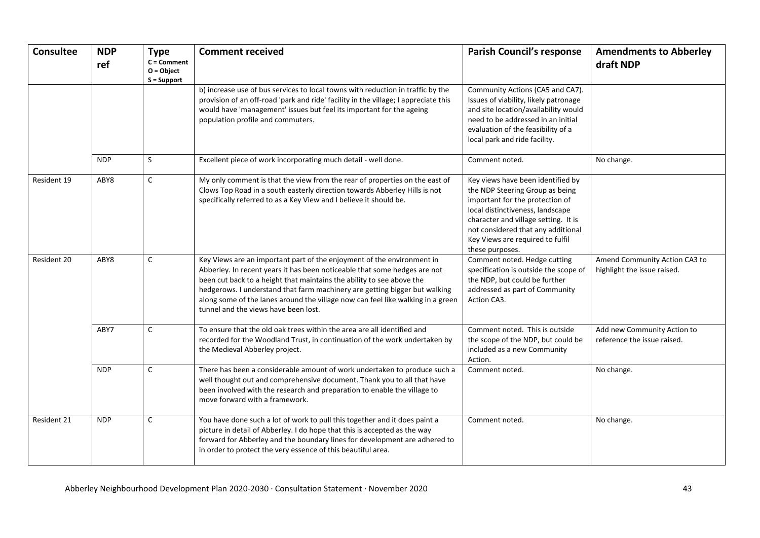| Consultee | NDP ref | Type<br>C = Comment<br>O = Object<br>S = Support | Comment received | Parish Council's response | Amendments to Abberley draft NDP |
|---|---|---|---|---|---|
| | | | b) increase use of bus services to local towns with reduction in traffic by the provision of an off-road 'park and ride' facility in the village; I appreciate this would have 'management' issues but feel its important for the ageing population profile and commuters. | Community Actions (CA5 and CA7). Issues of viability, likely patronage and site location/availability would need to be addressed in an initial evaluation of the feasibility of a local park and ride facility. | |
| | NDP | S | Excellent piece of work incorporating much detail - well done. | Comment noted. | No change. |
| Resident 19 | ABY8 | C | My only comment is that the view from the rear of properties on the east of Clows Top Road in a south easterly direction towards Abberley Hills is not specifically referred to as a Key View and I believe it should be. | Key views have been identified by the NDP Steering Group as being important for the protection of local distinctiveness, landscape character and village setting. It is not considered that any additional Key Views are required to fulfil these purposes. | |
| Resident 20 | ABY8 | C | Key Views are an important part of the enjoyment of the environment in Abberley. In recent years it has been noticeable that some hedges are not been cut back to a height that maintains the ability to see above the hedgerows. I understand that farm machinery are getting bigger but walking along some of the lanes around the village now can feel like walking in a green tunnel and the views have been lost. | Comment noted. Hedge cutting specification is outside the scope of the NDP, but could be further addressed as part of Community Action CA3. | Amend Community Action CA3 to highlight the issue raised. |
| | ABY7 | C | To ensure that the old oak trees within the area are all identified and recorded for the Woodland Trust, in continuation of the work undertaken by the Medieval Abberley project. | Comment noted. This is outside the scope of the NDP, but could be included as a new Community Action. | Add new Community Action to reference the issue raised. |
| | NDP | C | There has been a considerable amount of work undertaken to produce such a well thought out and comprehensive document. Thank you to all that have been involved with the research and preparation to enable the village to move forward with a framework. | Comment noted. | No change. |
| Resident 21 | NDP | C | You have done such a lot of work to pull this together and it does paint a picture in detail of Abberley. I do hope that this is accepted as the way forward for Abberley and the boundary lines for development are adhered to in order to protect the very essence of this beautiful area. | Comment noted. | No change. |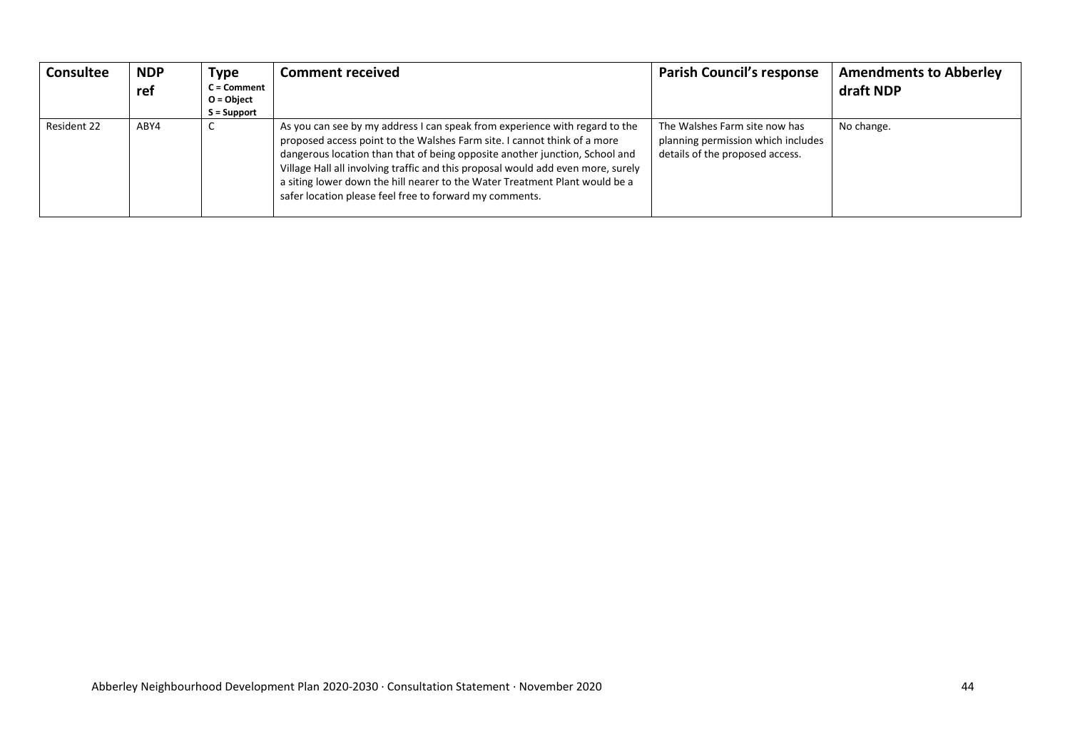| Consultee | NDP ref | Type<br>C = Comment<br>O = Object<br>S = Support | Comment received | Parish Council's response | Amendments to Abberley draft NDP |
|---|---|---|---|---|---|
| Resident 22 | ABY4 | C | As you can see by my address I can speak from experience with regard to the proposed access point to the Walshes Farm site. I cannot think of a more dangerous location than that of being opposite another junction, School and Village Hall all involving traffic and this proposal would add even more, surely a siting lower down the hill nearer to the Water Treatment Plant would be a safer location please feel free to forward my comments. | The Walshes Farm site now has planning permission which includes details of the proposed access. | No change. |